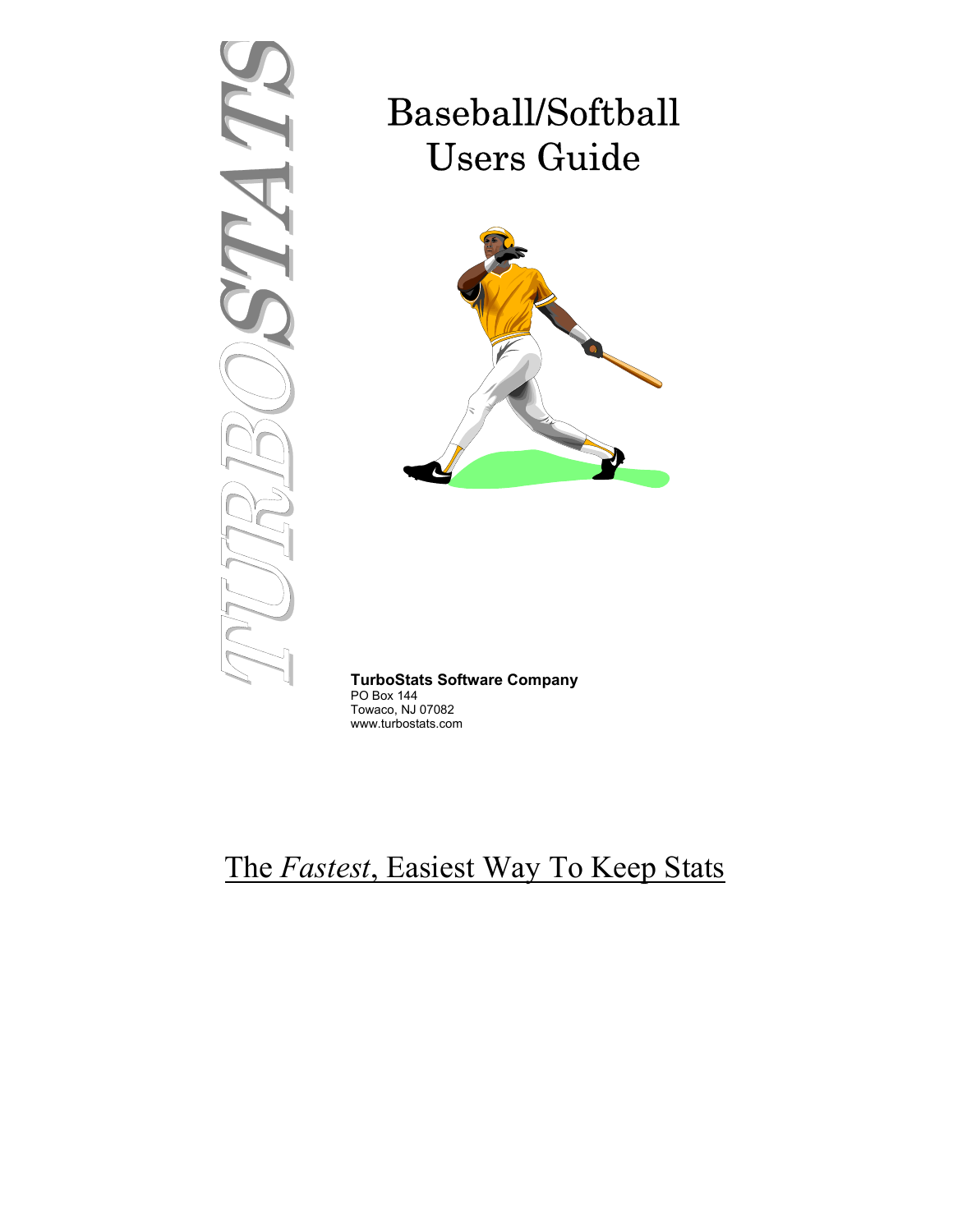TURBOSTATS

# Baseball/Softball Users Guide

**TurboStats Software Company**
PO Box 144
Towaco, NJ 07082
www.turbostats.com

The *Fastest*, Easiest Way To Keep Stats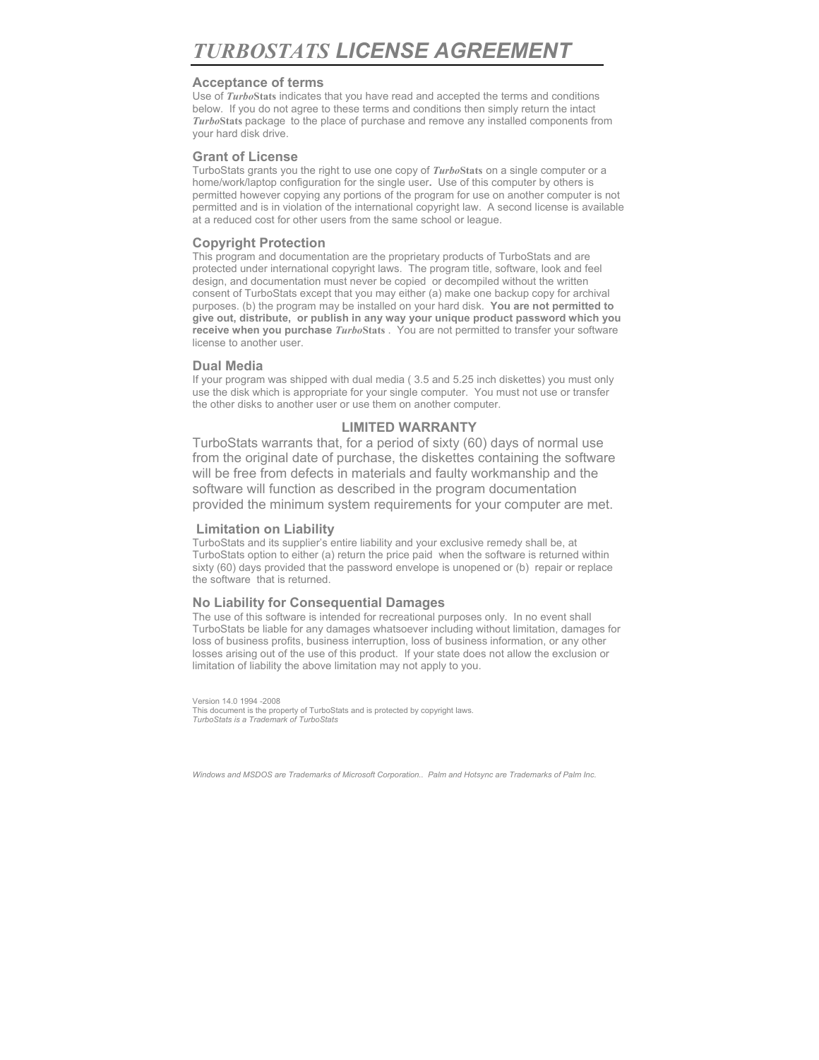# *TURBOSTATS* LICENSE AGREEMENT

## Acceptance of terms

Use of ***Turbo*Stats** indicates that you have read and accepted the terms and conditions below. If you do not agree to these terms and conditions then simply return the intact ***Turbo*Stats** package to the place of purchase and remove any installed components from your hard disk drive.

## Grant of License

TurboStats grants you the right to use one copy of ***Turbo*Stats** on a single computer or a home/work/laptop configuration for the single user**.** Use of this computer by others is permitted however copying any portions of the program for use on another computer is not permitted and is in violation of the international copyright law. A second license is available at a reduced cost for other users from the same school or league.

## Copyright Protection

This program and documentation are the proprietary products of TurboStats and are protected under international copyright laws. The program title, software, look and feel design, and documentation must never be copied or decompiled without the written consent of TurboStats except that you may either (a) make one backup copy for archival purposes. (b) the program may be installed on your hard disk. **You are not permitted to give out, distribute, or publish in any way your unique product password which you receive when you purchase *Turbo*Stats** . You are not permitted to transfer your software license to another user.

## Dual Media

If your program was shipped with dual media ( 3.5 and 5.25 inch diskettes) you must only use the disk which is appropriate for your single computer. You must not use or transfer the other disks to another user or use them on another computer.

## LIMITED WARRANTY

TurboStats warrants that, for a period of sixty (60) days of normal use from the original date of purchase, the diskettes containing the software will be free from defects in materials and faulty workmanship and the software will function as described in the program documentation provided the minimum system requirements for your computer are met.

## Limitation on Liability

TurboStats and its supplier's entire liability and your exclusive remedy shall be, at TurboStats option to either (a) return the price paid when the software is returned within sixty (60) days provided that the password envelope is unopened or (b) repair or replace the software that is returned.

## No Liability for Consequential Damages

The use of this software is intended for recreational purposes only. In no event shall TurboStats be liable for any damages whatsoever including without limitation, damages for loss of business profits, business interruption, loss of business information, or any other losses arising out of the use of this product. If your state does not allow the exclusion or limitation of liability the above limitation may not apply to you.

Version 14.0 1994 -2008
This document is the property of TurboStats and is protected by copyright laws.
*TurboStats is a Trademark of TurboStats*

*Windows and MSDOS are Trademarks of Microsoft Corporation.. Palm and Hotsync are Trademarks of Palm Inc.*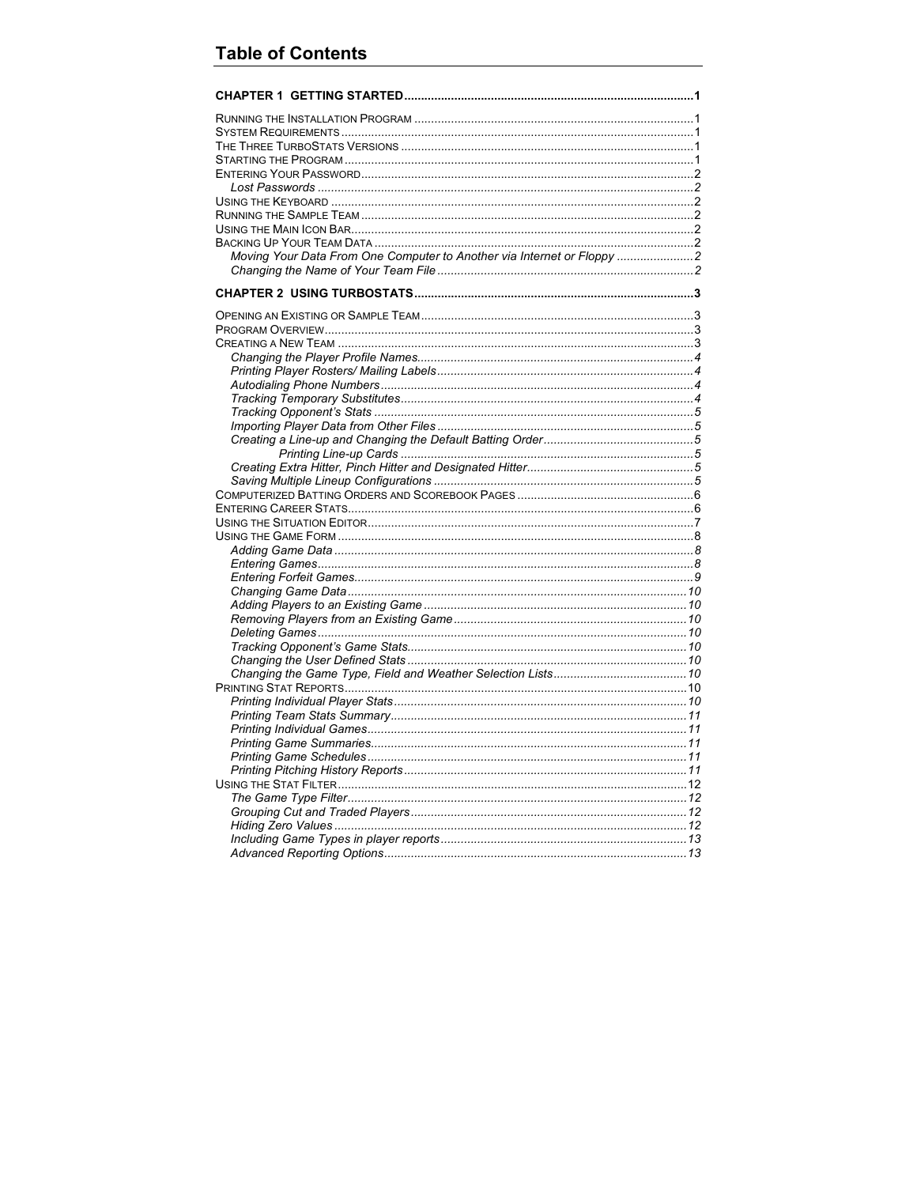# Table of Contents

**CHAPTER 1 GETTING STARTED** ..... **1**

RUNNING THE INSTALLATION PROGRAM ..... 1
SYSTEM REQUIREMENTS ..... 1
THE THREE TURBOSTATS VERSIONS ..... 1
STARTING THE PROGRAM ..... 1
ENTERING YOUR PASSWORD ..... 2
- *Lost Passwords* ..... *2*

USING THE KEYBOARD ..... 2
RUNNING THE SAMPLE TEAM ..... 2
USING THE MAIN ICON BAR ..... 2
BACKING UP YOUR TEAM DATA ..... 2
- *Moving Your Data From One Computer to Another via Internet or Floppy* ..... *2*
- *Changing the Name of Your Team File* ..... *2*

**CHAPTER 2 USING TURBOSTATS** ..... **3**

OPENING AN EXISTING OR SAMPLE TEAM ..... 3
PROGRAM OVERVIEW ..... 3
CREATING A NEW TEAM ..... 3
- *Changing the Player Profile Names* ..... *4*
- *Printing Player Rosters/ Mailing Labels* ..... *4*
- *Autodialing Phone Numbers* ..... *4*
- *Tracking Temporary Substitutes* ..... *4*
- *Tracking Opponent's Stats* ..... *5*
- *Importing Player Data from Other Files* ..... *5*
- *Creating a Line-up and Changing the Default Batting Order* ..... *5*
  - *Printing Line-up Cards* ..... *5*
- *Creating Extra Hitter, Pinch Hitter and Designated Hitter* ..... *5*
- *Saving Multiple Lineup Configurations* ..... *5*

COMPUTERIZED BATTING ORDERS AND SCOREBOOK PAGES ..... 6
ENTERING CAREER STATS ..... 6
USING THE SITUATION EDITOR ..... 7
USING THE GAME FORM ..... 8
- *Adding Game Data* ..... *8*
- *Entering Games* ..... *8*
- *Entering Forfeit Games* ..... *9*
- *Changing Game Data* ..... *10*
- *Adding Players to an Existing Game* ..... *10*
- *Removing Players from an Existing Game* ..... *10*
- *Deleting Games* ..... *10*
- *Tracking Opponent's Game Stats* ..... *10*
- *Changing the User Defined Stats* ..... *10*
- *Changing the Game Type, Field and Weather Selection Lists* ..... *10*

PRINTING STAT REPORTS ..... 10
- *Printing Individual Player Stats* ..... *10*
- *Printing Team Stats Summary* ..... *11*
- *Printing Individual Games* ..... *11*
- *Printing Game Summaries* ..... *11*
- *Printing Game Schedules* ..... *11*
- *Printing Pitching History Reports* ..... *11*

USING THE STAT FILTER ..... 12
- *The Game Type Filter* ..... *12*
- *Grouping Cut and Traded Players* ..... *12*
- *Hiding Zero Values* ..... *12*
- *Including Game Types in player reports* ..... *13*
- *Advanced Reporting Options* ..... *13*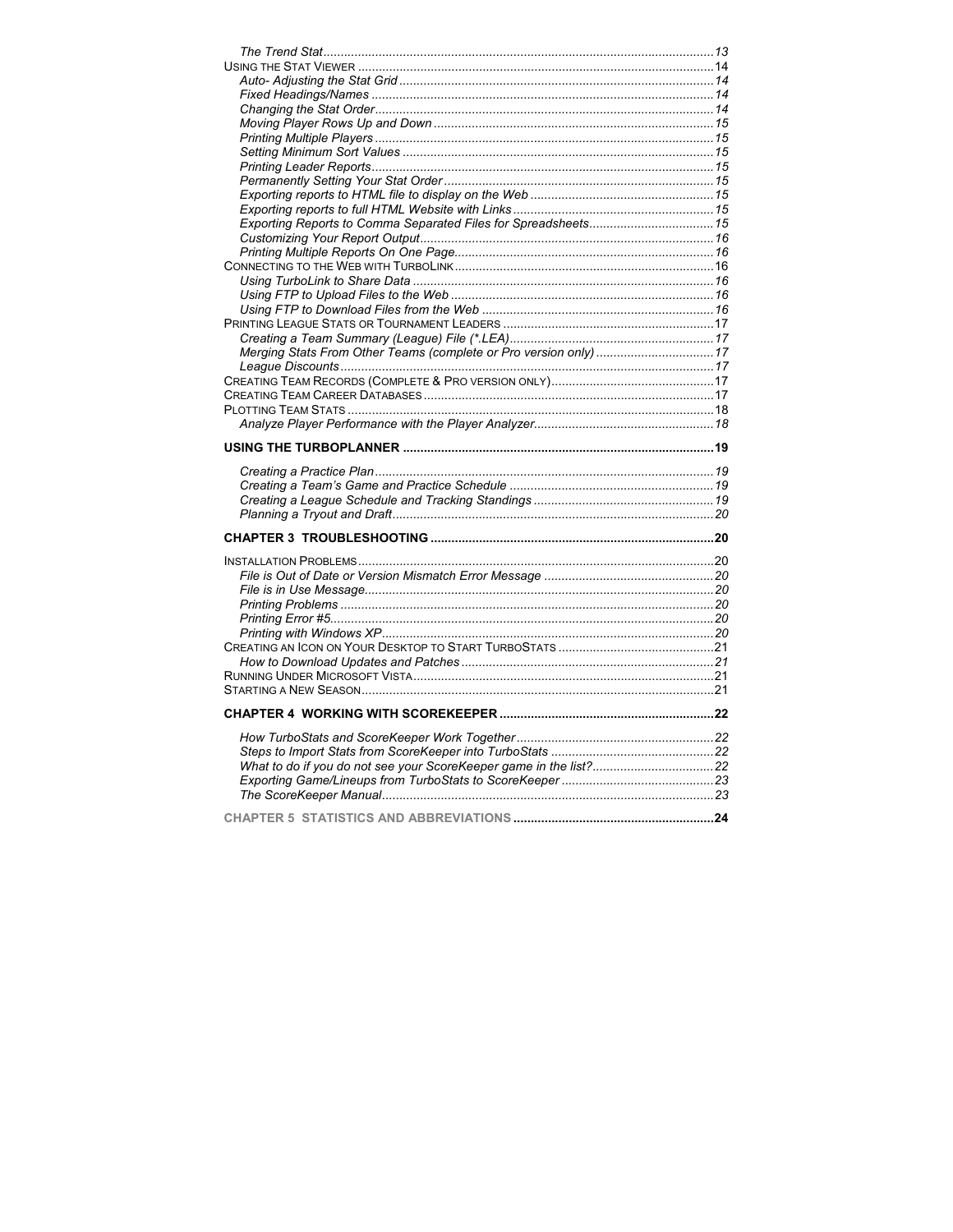*The Trend Stat* ........ 13
USING THE STAT VIEWER ........ 14
*Auto- Adjusting the Stat Grid* ........ 14
*Fixed Headings/Names* ........ 14
*Changing the Stat Order* ........ 14
*Moving Player Rows Up and Down* ........ 15
*Printing Multiple Players* ........ 15
*Setting Minimum Sort Values* ........ 15
*Printing Leader Reports* ........ 15
*Permanently Setting Your Stat Order* ........ 15
*Exporting reports to HTML file to display on the Web* ........ 15
*Exporting reports to full HTML Website with Links* ........ 15
*Exporting Reports to Comma Separated Files for Spreadsheets* ........ 15
*Customizing Your Report Output* ........ 16
*Printing Multiple Reports On One Page* ........ 16
CONNECTING TO THE WEB WITH TURBOLINK ........ 16
*Using TurboLink to Share Data* ........ 16
*Using FTP to Upload Files to the Web* ........ 16
*Using FTP to Download Files from the Web* ........ 16
PRINTING LEAGUE STATS OR TOURNAMENT LEADERS ........ 17
*Creating a Team Summary (League) File (*.LEA)* ........ 17
*Merging Stats From Other Teams (complete or Pro version only)* ........ 17
*League Discounts* ........ 17
CREATING TEAM RECORDS (COMPLETE & PRO VERSION ONLY) ........ 17
CREATING TEAM CAREER DATABASES ........ 17
PLOTTING TEAM STATS ........ 18
*Analyze Player Performance with the Player Analyzer* ........ 18

**USING THE TURBOPLANNER ........ 19**

*Creating a Practice Plan* ........ 19
*Creating a Team's Game and Practice Schedule* ........ 19
*Creating a League Schedule and Tracking Standings* ........ 19
*Planning a Tryout and Draft* ........ 20

**CHAPTER 3 TROUBLESHOOTING ........ 20**

INSTALLATION PROBLEMS ........ 20
*File is Out of Date or Version Mismatch Error Message* ........ 20
*File is in Use Message* ........ 20
*Printing Problems* ........ 20
*Printing Error #5* ........ 20
*Printing with Windows XP* ........ 20
CREATING AN ICON ON YOUR DESKTOP TO START TURBOSTATS ........ 21
*How to Download Updates and Patches* ........ 21
RUNNING UNDER MICROSOFT VISTA ........ 21
STARTING A NEW SEASON ........ 21

**CHAPTER 4 WORKING WITH SCOREKEEPER ........ 22**

*How TurboStats and ScoreKeeper Work Together* ........ 22
*Steps to Import Stats from ScoreKeeper into TurboStats* ........ 22
*What to do if you do not see your ScoreKeeper game in the list?* ........ 22
*Exporting Game/Lineups from TurboStats to ScoreKeeper* ........ 23
*The ScoreKeeper Manual* ........ 23

**CHAPTER 5 STATISTICS AND ABBREVIATIONS ........ 24**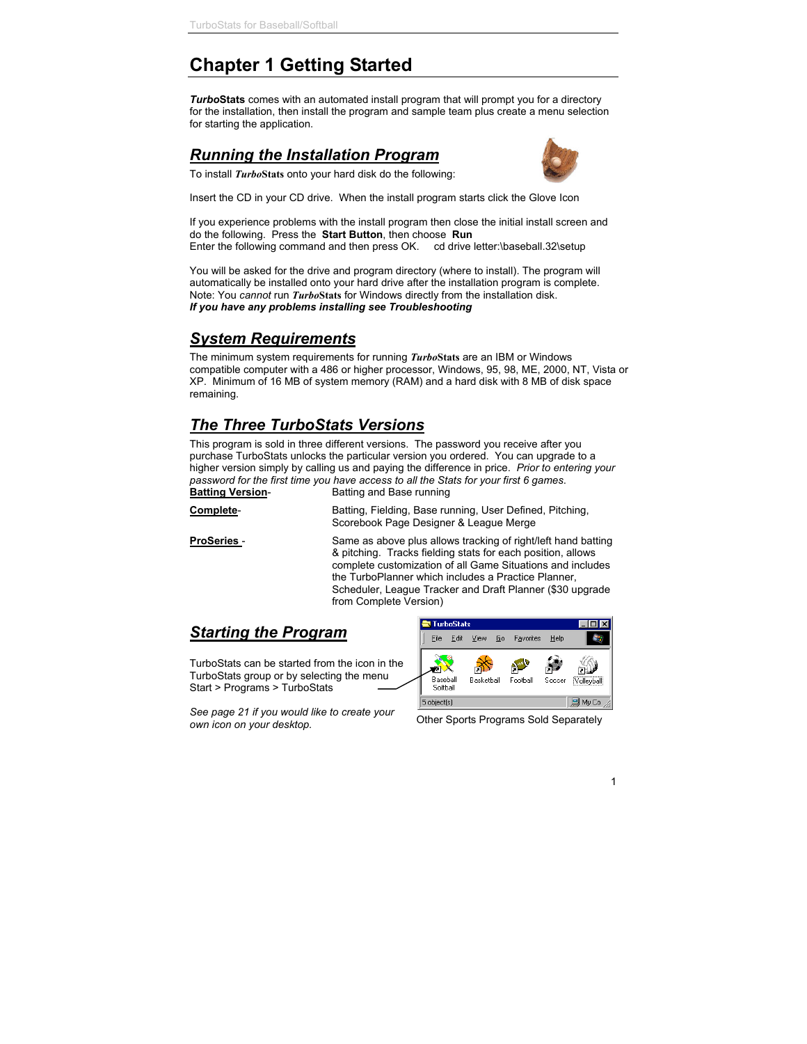# Chapter 1 Getting Started

***Turbo*Stats** comes with an automated install program that will prompt you for a directory for the installation, then install the program and sample team plus create a menu selection for starting the application.

## *Running the Installation Program*

To install ***Turbo*Stats** onto your hard disk do the following:

Insert the CD in your CD drive. When the install program starts click the Glove Icon

If you experience problems with the install program then close the initial install screen and do the following. Press the **Start Button**, then choose **Run**
Enter the following command and then press OK. cd drive letter:\baseball.32\setup

You will be asked for the drive and program directory (where to install). The program will automatically be installed onto your hard drive after the installation program is complete.
Note: You *cannot* run ***Turbo*Stats** for Windows directly from the installation disk.
***If you have any problems installing see Troubleshooting***

## *System Requirements*

The minimum system requirements for running ***Turbo*Stats** are an IBM or Windows compatible computer with a 486 or higher processor, Windows, 95, 98, ME, 2000, NT, Vista or XP. Minimum of 16 MB of system memory (RAM) and a hard disk with 8 MB of disk space remaining.

## *The Three TurboStats Versions*

This program is sold in three different versions. The password you receive after you purchase TurboStats unlocks the particular version you ordered. You can upgrade to a higher version simply by calling us and paying the difference in price. *Prior to entering your password for the first time you have access to all the Stats for your first 6 games.*

| | |
|---|---|
| **Batting Version**- | Batting and Base running |
| **Complete**- | Batting, Fielding, Base running, User Defined, Pitching, Scorebook Page Designer & League Merge |
| **ProSeries** - | Same as above plus allows tracking of right/left hand batting & pitching. Tracks fielding stats for each position, allows complete customization of all Game Situations and includes the TurboPlanner which includes a Practice Planner, Scheduler, League Tracker and Draft Planner ($30 upgrade from Complete Version) |

## *Starting the Program*

TurboStats can be started from the icon in the TurboStats group or by selecting the menu Start > Programs > TurboStats

*See page 21 if you would like to create your own icon on your desktop.*

Other Sports Programs Sold Separately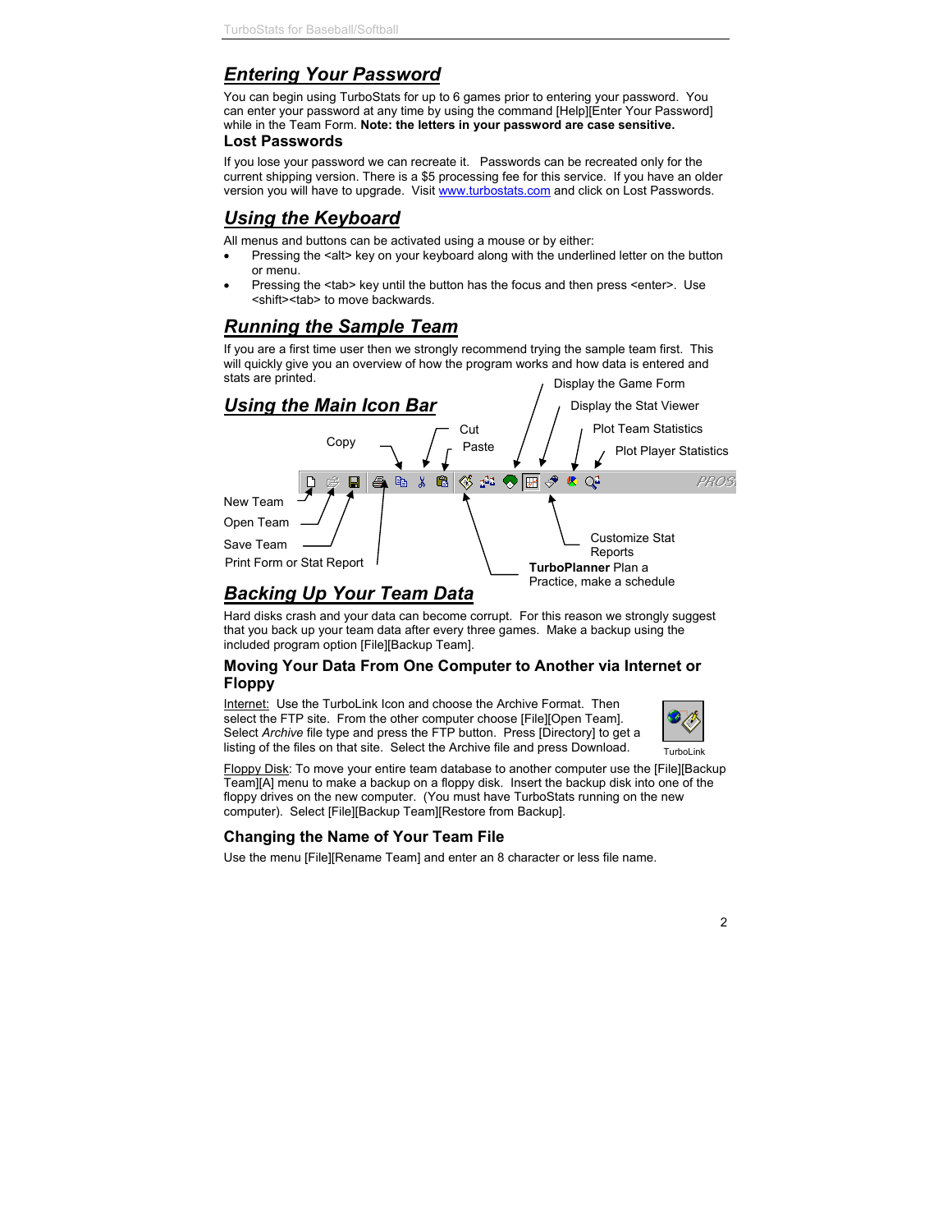## Entering Your Password

You can begin using TurboStats for up to 6 games prior to entering your password. You can enter your password at any time by using the command [Help][Enter Your Password] while in the Team Form. **Note: the letters in your password are case sensitive.**

### Lost Passwords

If you lose your password we can recreate it. Passwords can be recreated only for the current shipping version. There is a $5 processing fee for this service. If you have an older version you will have to upgrade. Visit www.turbostats.com and click on Lost Passwords.

## Using the Keyboard

All menus and buttons can be activated using a mouse or by either:

- Pressing the <alt> key on your keyboard along with the underlined letter on the button or menu.
- Pressing the <tab> key until the button has the focus and then press <enter>. Use <shift><tab> to move backwards.

## Running the Sample Team

If you are a first time user then we strongly recommend trying the sample team first. This will quickly give you an overview of how the program works and how data is entered and stats are printed.

## Using the Main Icon Bar

Copy

Cut

Paste

Display the Game Form

Display the Stat Viewer

Plot Team Statistics

Plot Player Statistics

New Team

Open Team

Save Team

Print Form or Stat Report

Customize Stat Reports

**TurboPlanner** Plan a Practice, make a schedule

## Backing Up Your Team Data

Hard disks crash and your data can become corrupt. For this reason we strongly suggest that you back up your team data after every three games. Make a backup using the included program option [File][Backup Team].

### Moving Your Data From One Computer to Another via Internet or Floppy

Internet: Use the TurboLink Icon and choose the Archive Format. Then select the FTP site. From the other computer choose [File][Open Team]. Select *Archive* file type and press the FTP button. Press [Directory] to get a listing of the files on that site. Select the Archive file and press Download.

TurboLink

Floppy Disk: To move your entire team database to another computer use the [File][Backup Team][A] menu to make a backup on a floppy disk. Insert the backup disk into one of the floppy drives on the new computer. (You must have TurboStats running on the new computer). Select [File][Backup Team][Restore from Backup].

### Changing the Name of Your Team File

Use the menu [File][Rename Team] and enter an 8 character or less file name.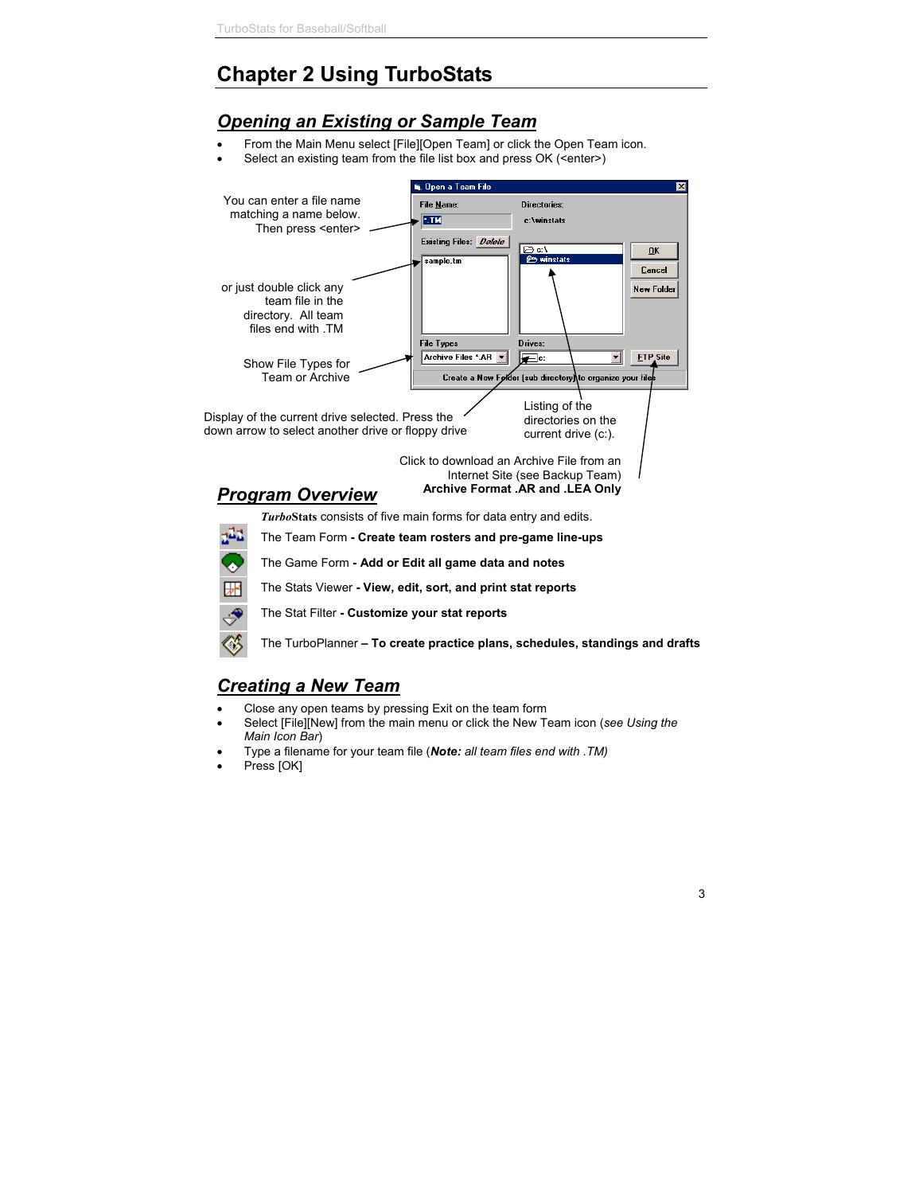# Chapter 2 Using TurboStats

## *Opening an Existing or Sample Team*

- From the Main Menu select [File][Open Team] or click the Open Team icon.
- Select an existing team from the file list box and press OK (<enter>)

You can enter a file name matching a name below. Then press <enter>

or just double click any team file in the directory. All team files end with .TM

Show File Types for Team or Archive

Display of the current drive selected. Press the down arrow to select another drive or floppy drive

Listing of the directories on the current drive (c:).

Click to download an Archive File from an Internet Site (see Backup Team)
**Archive Format .AR and .LEA Only**

## *Program Overview*

***Turbo*****Stats** consists of five main forms for data entry and edits.

The Team Form **- Create team rosters and pre-game line-ups**

The Game Form **- Add or Edit all game data and notes**

The Stats Viewer **- View, edit, sort, and print stat reports**

The Stat Filter **- Customize your stat reports**

The TurboPlanner **– To create practice plans, schedules, standings and drafts**

## *Creating a New Team*

- Close any open teams by pressing Exit on the team form
- Select [File][New] from the main menu or click the New Team icon (*see Using the Main Icon Bar*)
- Type a filename for your team file (***Note:*** *all team files end with .TM)*
- Press [OK]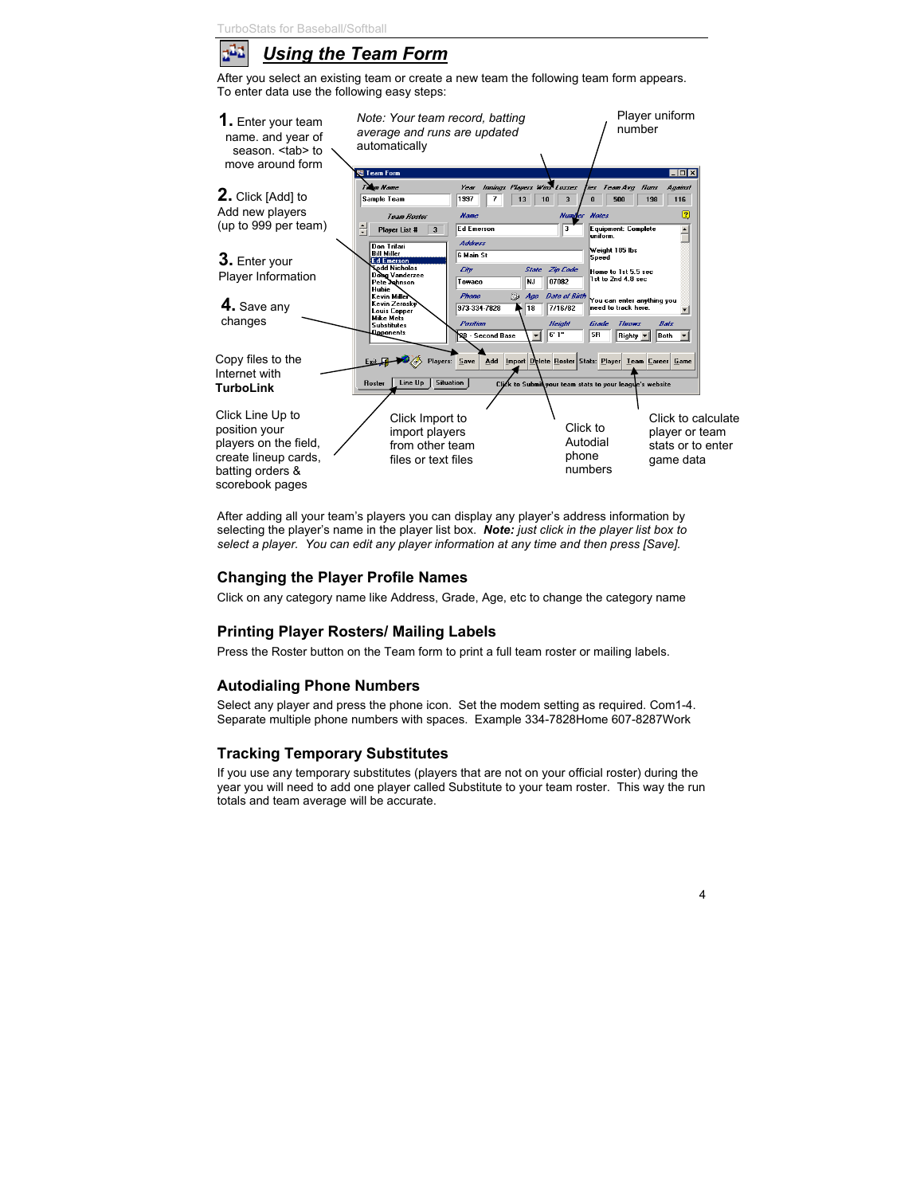# Using the Team Form

After you select an existing team or create a new team the following team form appears. To enter data use the following easy steps:

**1.** Enter your team name. and year of season. <tab> to move around form

*Note: Your team record, batting average and runs are updated automatically*

Player uniform number

**2.** Click [Add] to Add new players (up to 999 per team)

**3.** Enter your Player Information

**4.** Save any changes

Copy files to the Internet with **TurboLink**

Click Line Up to position your players on the field, create lineup cards, batting orders & scorebook pages

Click Import to import players from other team files or text files

Click to Autodial phone numbers

Click to calculate player or team stats or to enter game data

After adding all your team's players you can display any player's address information by selecting the player's name in the player list box. ***Note:*** *just click in the player list box to select a player. You can edit any player information at any time and then press [Save].*

## Changing the Player Profile Names

Click on any category name like Address, Grade, Age, etc to change the category name

## Printing Player Rosters/ Mailing Labels

Press the Roster button on the Team form to print a full team roster or mailing labels.

## Autodialing Phone Numbers

Select any player and press the phone icon. Set the modem setting as required. Com1-4. Separate multiple phone numbers with spaces. Example 334-7828Home 607-8287Work

## Tracking Temporary Substitutes

If you use any temporary substitutes (players that are not on your official roster) during the year you will need to add one player called Substitute to your team roster. This way the run totals and team average will be accurate.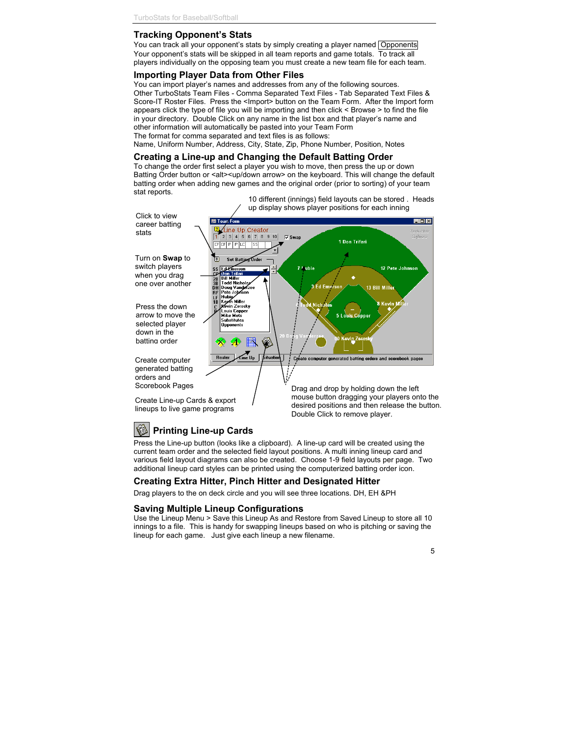## Tracking Opponent's Stats

You can track all your opponent's stats by simply creating a player named Opponents
Your opponent's stats will be skipped in all team reports and game totals. To track all players individually on the opposing team you must create a new team file for each team.

## Importing Player Data from Other Files

You can import player's names and addresses from any of the following sources.
Other TurboStats Team Files - Comma Separated Text Files - Tab Separated Text Files & Score-IT Roster Files. Press the <Import> button on the Team Form. After the Import form appears click the type of file you will be importing and then click < Browse > to find the file in your directory. Double Click on any name in the list box and that player's name and other information will automatically be pasted into your Team Form
The format for comma separated and text files is as follows:
Name, Uniform Number, Address, City, State, Zip, Phone Number, Position, Notes

## Creating a Line-up and Changing the Default Batting Order

To change the order first select a player you wish to move, then press the up or down Batting Order button or <alt><up/down arrow> on the keyboard. This will change the default batting order when adding new games and the original order (prior to sorting) of your team stat reports.

10 different (innings) field layouts can be stored . Heads up display shows player positions for each inning

Click to view career batting stats

Turn on **Swap** to switch players when you drag one over another

Press the down arrow to move the selected player down in the batting order

Create computer generated batting orders and Scorebook Pages

Create Line-up Cards & export lineups to live game programs

Drag and drop by holding down the left mouse button dragging your players onto the desired positions and then release the button. Double Click to remove player.

## Printing Line-up Cards

Press the Line-up button (looks like a clipboard). A line-up card will be created using the current team order and the selected field layout positions. A multi inning lineup card and various field layout diagrams can also be created. Choose 1-9 field layouts per page. Two additional lineup card styles can be printed using the computerized batting order icon.

## Creating Extra Hitter, Pinch Hitter and Designated Hitter

Drag players to the on deck circle and you will see three locations. DH, EH &PH

## Saving Multiple Lineup Configurations

Use the Lineup Menu > Save this Lineup As and Restore from Saved Lineup to store all 10 innings to a file. This is handy for swapping lineups based on who is pitching or saving the lineup for each game. Just give each lineup a new filename.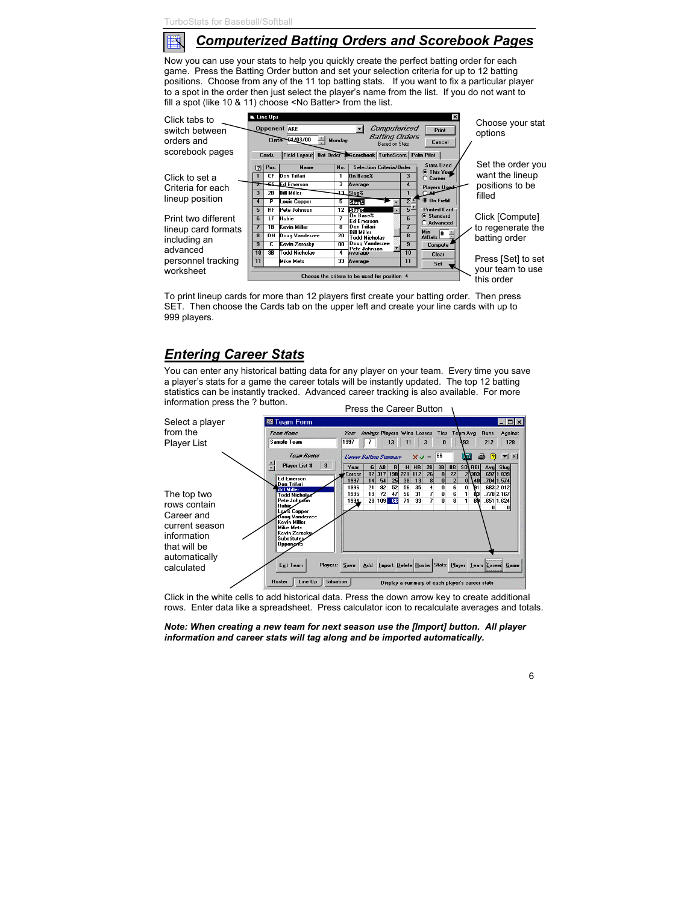## Computerized Batting Orders and Scorebook Pages

Now you can use your stats to help you quickly create the perfect batting order for each game. Press the Batting Order button and set your selection criteria for up to 12 batting positions. Choose from any of the 11 top batting stats. If you want to fix a particular player to a spot in the order then just select the player's name from the list. If you do not want to fill a spot (like 10 & 11) choose <No Batter> from the list.

Click tabs to switch between orders and scorebook pages

Click to set a Criteria for each lineup position

Print two different lineup card formats including an advanced personnel tracking worksheet

Choose your stat options

Set the order you want the lineup positions to be filled

Click [Compute] to regenerate the batting order

Press [Set] to set your team to use this order

To print lineup cards for more than 12 players first create your batting order. Then press SET. Then choose the Cards tab on the upper left and create your line cards with up to 999 players.

## Entering Career Stats

You can enter any historical batting data for any player on your team. Every time you save a player's stats for a game the career totals will be instantly updated. The top 12 batting statistics can be instantly tracked. Advanced career tracking is also available. For more information press the ? button.

Press the Career Button

Select a player from the Player List

The top two rows contain Career and current season information that will be automatically calculated

Click in the white cells to add historical data. Press the down arrow key to create additional rows. Enter data like a spreadsheet. Press calculator icon to recalculate averages and totals.

***Note: When creating a new team for next season use the [Import] button. All player information and career stats will tag along and be imported automatically.***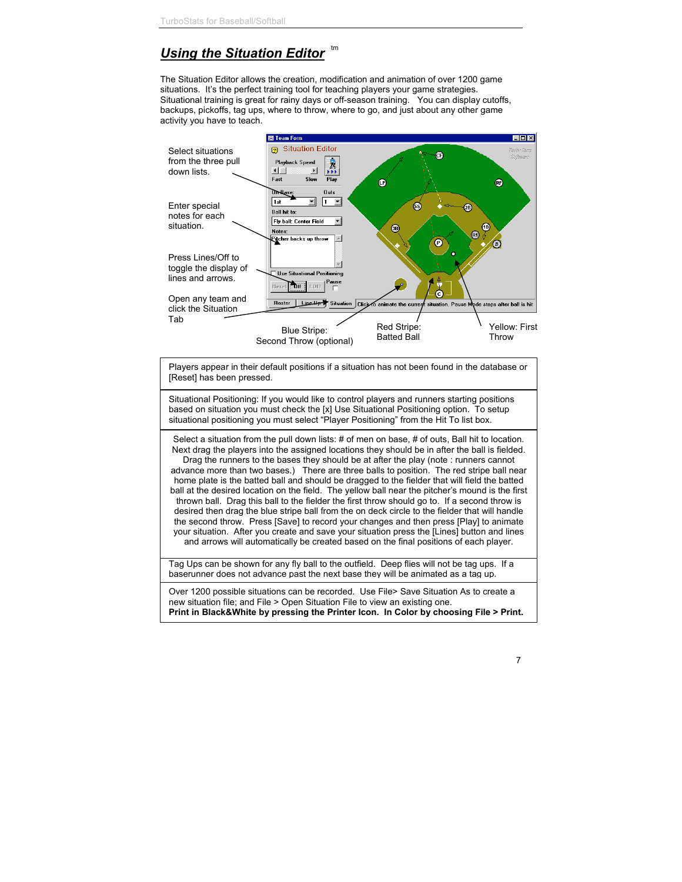## *Using the Situation Editor* ™

The Situation Editor allows the creation, modification and animation of over 1200 game situations. It's the perfect training tool for teaching players your game strategies. Situational training is great for rainy days or off-season training. You can display cutoffs, backups, pickoffs, tag ups, where to throw, where to go, and just about any other game activity you have to teach.

Select situations from the three pull down lists.

Enter special notes for each situation.

Press Lines/Off to toggle the display of lines and arrows.

Open any team and click the Situation Tab

Blue Stripe: Second Throw (optional)

Red Stripe: Batted Ball

Yellow: First Throw

| Players appear in their default positions if a situation has not been found in the database or [Reset] has been pressed. |
|---|
| Situational Positioning: If you would like to control players and runners starting positions based on situation you must check the [x] Use Situational Positioning option. To setup situational positioning you must select "Player Positioning" from the Hit To list box. |
| Select a situation from the pull down lists: # of men on base, # of outs, Ball hit to location. Next drag the players into the assigned locations they should be in after the ball is fielded. Drag the runners to the bases they should be at after the play (note : runners cannot advance more than two bases.) There are three balls to position. The red stripe ball near home plate is the batted ball and should be dragged to the fielder that will field the batted ball at the desired location on the field. The yellow ball near the pitcher's mound is the first thrown ball. Drag this ball to the fielder the first throw should go to. If a second throw is desired then drag the blue stripe ball from the on deck circle to the fielder that will handle the second throw. Press [Save] to record your changes and then press [Play] to animate your situation. After you create and save your situation press the [Lines] button and lines and arrows will automatically be created based on the final positions of each player. |
| Tag Ups can be shown for any fly ball to the outfield. Deep flies will not be tag ups. If a baserunner does not advance past the next base they will be animated as a tag up. |
| Over 1200 possible situations can be recorded. Use File> Save Situation As to create a new situation file; and File > Open Situation File to view an existing one. **Print in Black&White by pressing the Printer Icon. In Color by choosing File > Print.** |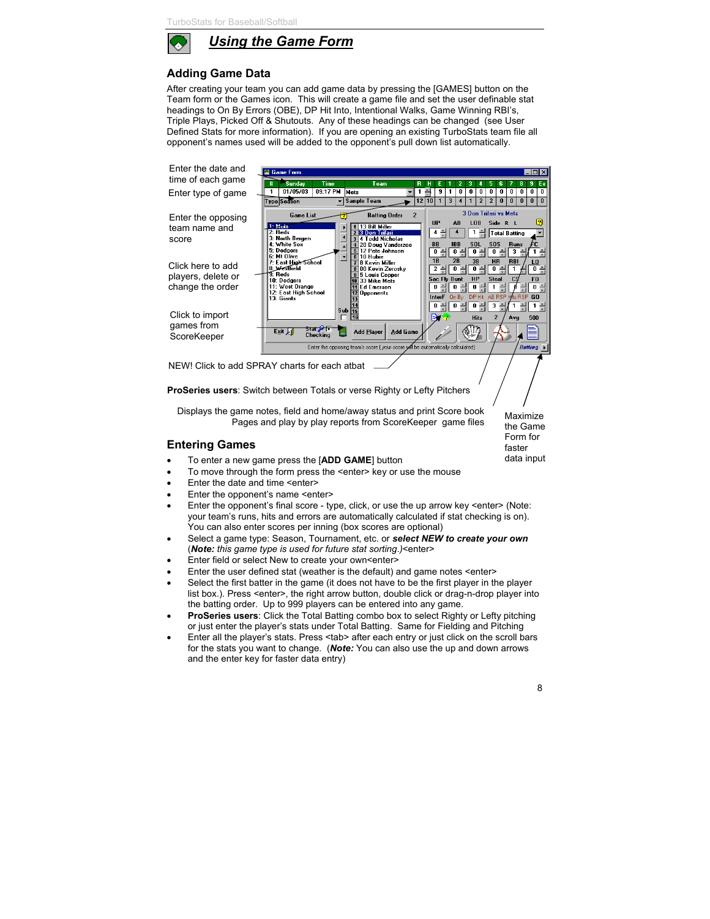# Using the Game Form

## Adding Game Data

After creating your team you can add game data by pressing the [GAMES] button on the Team form or the Games icon. This will create a game file and set the user definable stat headings to On By Errors (OBE), DP Hit Into, Intentional Walks, Game Winning RBI's, Triple Plays, Picked Off & Shutouts. Any of these headings can be changed (see User Defined Stats for more information). If you are opening an existing TurboStats team file all opponent's names used will be added to the opponent's pull down list automatically.

Enter the date and time of each game

Enter type of game

Enter the opposing team name and score

Click here to add players, delete or change the order

Click to import games from ScoreKeeper

NEW! Click to add SPRAY charts for each atbat

**ProSeries users**: Switch between Totals or verse Righty or Lefty Pitchers

Displays the game notes, field and home/away status and print Score book Pages and play by play reports from ScoreKeeper game files

Maximize the Game Form for faster data input

## Entering Games

- To enter a new game press the [**ADD GAME**] button
- To move through the form press the <enter> key or use the mouse
- Enter the date and time <enter>
- Enter the opponent's name <enter>
- Enter the opponent's final score - type, click, or use the up arrow key <enter> (Note: your team's runs, hits and errors are automatically calculated if stat checking is on). You can also enter scores per inning (box scores are optional)
- Select a game type: Season, Tournament, etc. or ***select NEW to create your own*** (***Note:*** *this game type is used for future stat sorting.*)<enter>
- Enter field or select New to create your own<enter>
- Enter the user defined stat (weather is the default) and game notes <enter>
- Select the first batter in the game (it does not have to be the first player in the player list box.). Press <enter>, the right arrow button, double click or drag-n-drop player into the batting order. Up to 999 players can be entered into any game.
- **ProSeries users**: Click the Total Batting combo box to select Righty or Lefty pitching or just enter the player's stats under Total Batting. Same for Fielding and Pitching
- Enter all the player's stats. Press <tab> after each entry or just click on the scroll bars for the stats you want to change. (***Note:*** You can also use the up and down arrows and the enter key for faster data entry)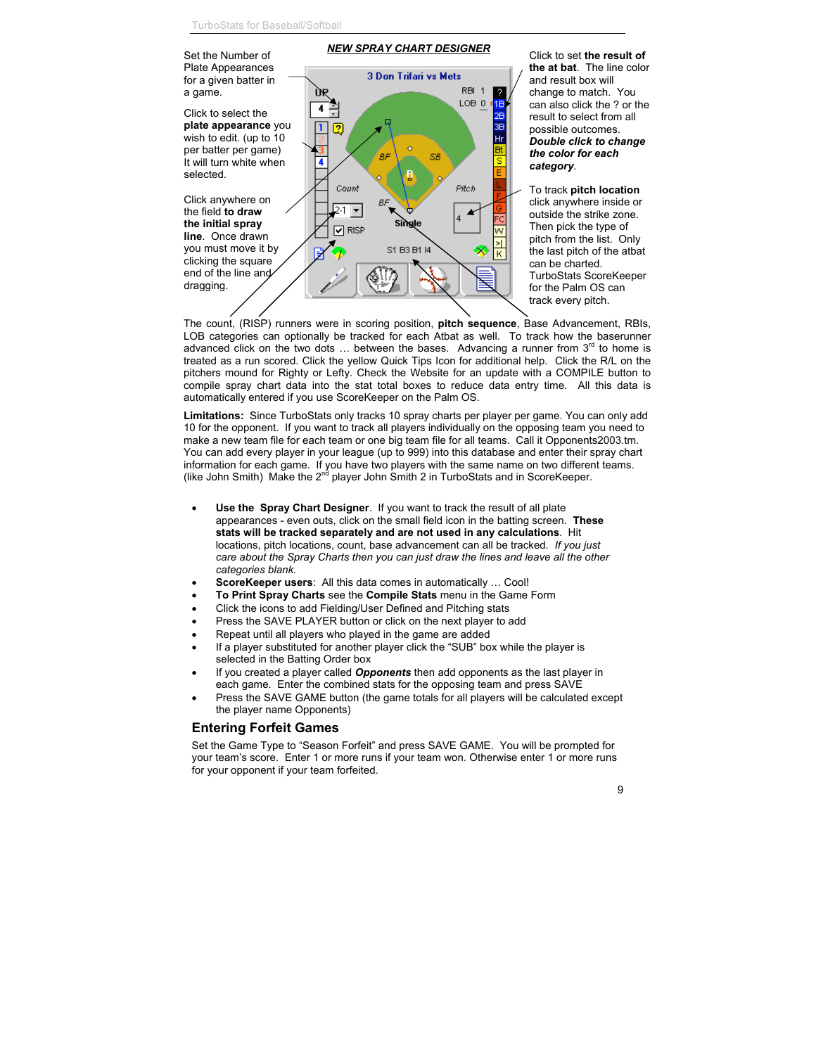## *NEW SPRAY CHART DESIGNER*

Set the Number of Plate Appearances for a given batter in a game.

Click to select the **plate appearance** you wish to edit. (up to 10 per batter per game) It will turn white when selected.

Click anywhere on the field **to draw the initial spray line**. Once drawn you must move it by clicking the square end of the line and dragging.

Click to set **the result of the at bat**. The line color and result box will change to match. You can also click the ? or the result to select from all possible outcomes. ***Double click to change the color for each category***.

To track **pitch location** click anywhere inside or outside the strike zone. Then pick the type of pitch from the list. Only the last pitch of the atbat can be charted. TurboStats ScoreKeeper for the Palm OS can track every pitch.

The count, (RISP) runners were in scoring position, **pitch sequence**, Base Advancement, RBIs, LOB categories can optionally be tracked for each Atbat as well. To track how the baserunner advanced click on the two dots … between the bases. Advancing a runner from 3rd to home is treated as a run scored. Click the yellow Quick Tips Icon for additional help. Click the R/L on the pitchers mound for Righty or Lefty. Check the Website for an update with a COMPILE button to compile spray chart data into the stat total boxes to reduce data entry time. All this data is automatically entered if you use ScoreKeeper on the Palm OS.

**Limitations:** Since TurboStats only tracks 10 spray charts per player per game. You can only add 10 for the opponent. If you want to track all players individually on the opposing team you need to make a new team file for each team or one big team file for all teams. Call it Opponents2003.tm. You can add every player in your league (up to 999) into this database and enter their spray chart information for each game. If you have two players with the same name on two different teams. (like John Smith) Make the 2nd player John Smith 2 in TurboStats and in ScoreKeeper.

- **Use the Spray Chart Designer**. If you want to track the result of all plate appearances - even outs, click on the small field icon in the batting screen. **These stats will be tracked separately and are not used in any calculations**. Hit locations, pitch locations, count, base advancement can all be tracked. *If you just care about the Spray Charts then you can just draw the lines and leave all the other categories blank.*
- **ScoreKeeper users**: All this data comes in automatically … Cool!
- **To Print Spray Charts** see the **Compile Stats** menu in the Game Form
- Click the icons to add Fielding/User Defined and Pitching stats
- Press the SAVE PLAYER button or click on the next player to add
- Repeat until all players who played in the game are added
- If a player substituted for another player click the "SUB" box while the player is selected in the Batting Order box
- If you created a player called ***Opponents*** then add opponents as the last player in each game. Enter the combined stats for the opposing team and press SAVE
- Press the SAVE GAME button (the game totals for all players will be calculated except the player name Opponents)

## Entering Forfeit Games

Set the Game Type to "Season Forfeit" and press SAVE GAME. You will be prompted for your team's score. Enter 1 or more runs if your team won. Otherwise enter 1 or more runs for your opponent if your team forfeited.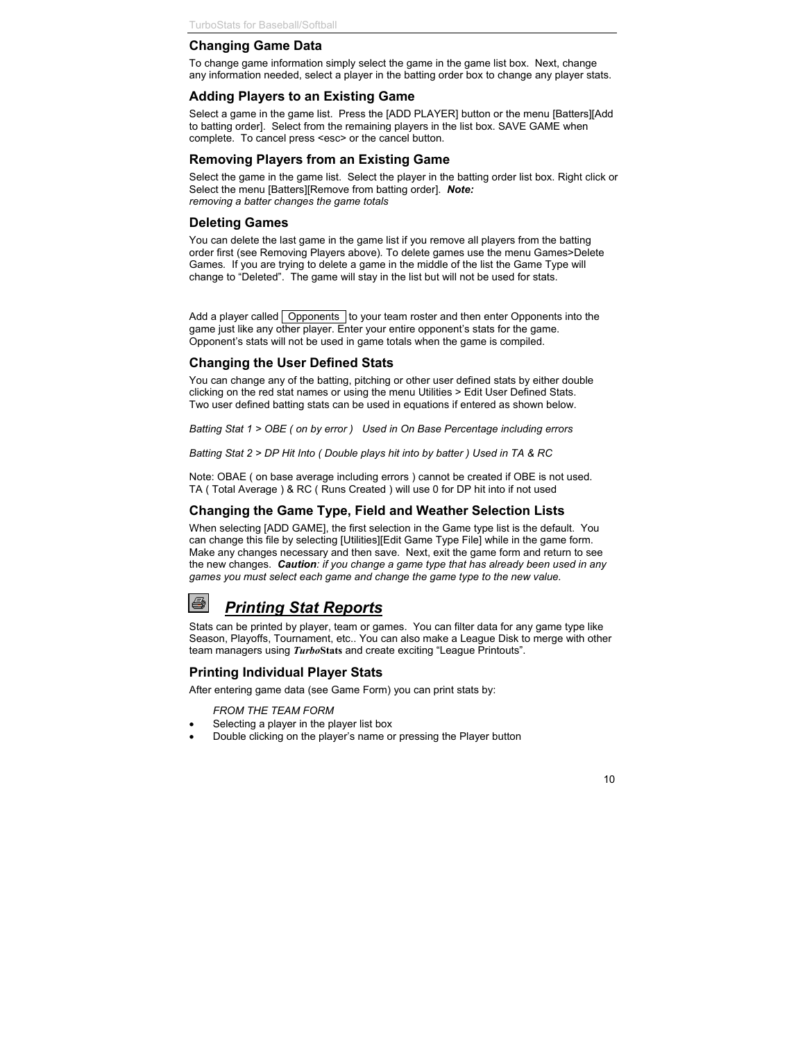## Changing Game Data

To change game information simply select the game in the game list box. Next, change any information needed, select a player in the batting order box to change any player stats.

## Adding Players to an Existing Game

Select a game in the game list. Press the [ADD PLAYER] button or the menu [Batters][Add to batting order]. Select from the remaining players in the list box. SAVE GAME when complete. To cancel press <esc> or the cancel button.

## Removing Players from an Existing Game

Select the game in the game list. Select the player in the batting order list box. Right click or Select the menu [Batters][Remove from batting order]. ***Note:*** *removing a batter changes the game totals*

## Deleting Games

You can delete the last game in the game list if you remove all players from the batting order first (see Removing Players above). To delete games use the menu Games>Delete Games. If you are trying to delete a game in the middle of the list the Game Type will change to "Deleted". The game will stay in the list but will not be used for stats.

Add a player called Opponents to your team roster and then enter Opponents into the game just like any other player. Enter your entire opponent's stats for the game. Opponent's stats will not be used in game totals when the game is compiled.

## Changing the User Defined Stats

You can change any of the batting, pitching or other user defined stats by either double clicking on the red stat names or using the menu Utilities > Edit User Defined Stats. Two user defined batting stats can be used in equations if entered as shown below.

*Batting Stat 1 > OBE ( on by error ) Used in On Base Percentage including errors*

*Batting Stat 2 > DP Hit Into ( Double plays hit into by batter ) Used in TA & RC*

Note: OBAE ( on base average including errors ) cannot be created if OBE is not used. TA ( Total Average ) & RC ( Runs Created ) will use 0 for DP hit into if not used

## Changing the Game Type, Field and Weather Selection Lists

When selecting [ADD GAME], the first selection in the Game type list is the default. You can change this file by selecting [Utilities][Edit Game Type File] while in the game form. Make any changes necessary and then save. Next, exit the game form and return to see the new changes. ***Caution****: if you change a game type that has already been used in any games you must select each game and change the game type to the new value.*

# ***Printing Stat Reports***

Stats can be printed by player, team or games. You can filter data for any game type like Season, Playoffs, Tournament, etc.. You can also make a League Disk to merge with other team managers using ***Turbo*****Stats** and create exciting "League Printouts".

## Printing Individual Player Stats

After entering game data (see Game Form) you can print stats by:

*FROM THE TEAM FORM*

- Selecting a player in the player list box
- Double clicking on the player's name or pressing the Player button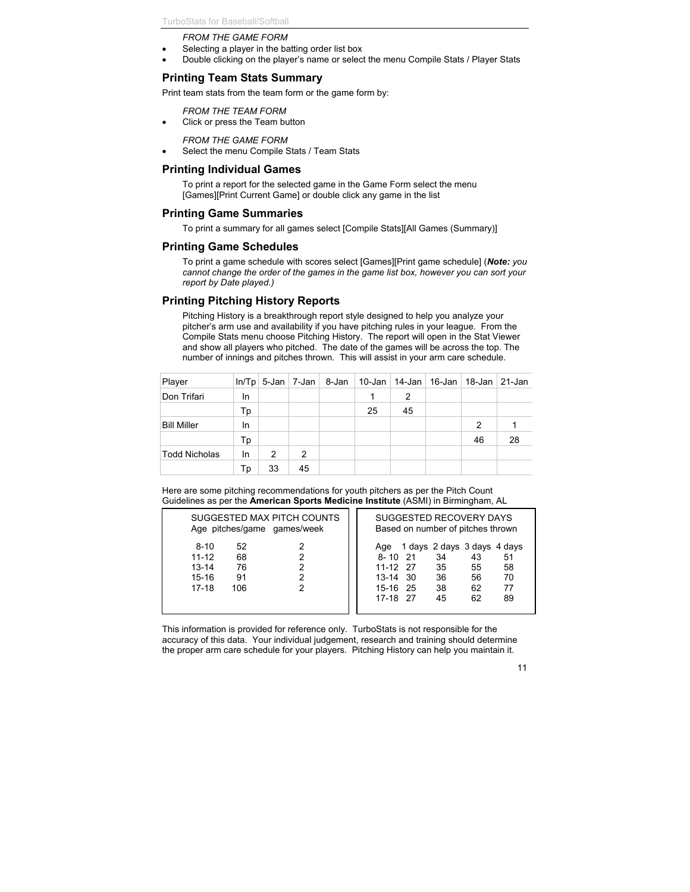*FROM THE GAME FORM*

- Selecting a player in the batting order list box
- Double clicking on the player's name or select the menu Compile Stats / Player Stats

## Printing Team Stats Summary

Print team stats from the team form or the game form by:

*FROM THE TEAM FORM*

- Click or press the Team button

*FROM THE GAME FORM*

- Select the menu Compile Stats / Team Stats

## Printing Individual Games

To print a report for the selected game in the Game Form select the menu [Games][Print Current Game] or double click any game in the list

## Printing Game Summaries

To print a summary for all games select [Compile Stats][All Games (Summary)]

## Printing Game Schedules

To print a game schedule with scores select [Games][Print game schedule] (***Note:*** *you cannot change the order of the games in the game list box, however you can sort your report by Date played.)*

## Printing Pitching History Reports

Pitching History is a breakthrough report style designed to help you analyze your pitcher's arm use and availability if you have pitching rules in your league. From the Compile Stats menu choose Pitching History. The report will open in the Stat Viewer and show all players who pitched. The date of the games will be across the top. The number of innings and pitches thrown. This will assist in your arm care schedule.

| Player | In/Tp | 5-Jan | 7-Jan | 8-Jan | 10-Jan | 14-Jan | 16-Jan | 18-Jan | 21-Jan |
|---|---|---|---|---|---|---|---|---|---|
| Don Trifari | In | | | | 1 | 2 | | | |
| | Tp | | | | 25 | 45 | | | |
| Bill Miller | In | | | | | | | 2 | 1 |
| | Tp | | | | | | | 46 | 28 |
| Todd Nicholas | In | 2 | 2 | | | | | | |
| | Tp | 33 | 45 | | | | | | |

Here are some pitching recommendations for youth pitchers as per the Pitch Count Guidelines as per the **American Sports Medicine Institute** (ASMI) in Birmingham, AL

SUGGESTED MAX PITCH COUNTS

| Age | pitches/game | games/week |
|---|---|---|
| 8-10 | 52 | 2 |
| 11-12 | 68 | 2 |
| 13-14 | 76 | 2 |
| 15-16 | 91 | 2 |
| 17-18 | 106 | 2 |

SUGGESTED RECOVERY DAYS
Based on number of pitches thrown

| Age | 1 days | 2 days | 3 days | 4 days |
|---|---|---|---|---|
| 8- 10 | 21 | 34 | 43 | 51 |
| 11-12 | 27 | 35 | 55 | 58 |
| 13-14 | 30 | 36 | 56 | 70 |
| 15-16 | 25 | 38 | 62 | 77 |
| 17-18 | 27 | 45 | 62 | 89 |

This information is provided for reference only. TurboStats is not responsible for the accuracy of this data. Your individual judgement, research and training should determine the proper arm care schedule for your players. Pitching History can help you maintain it.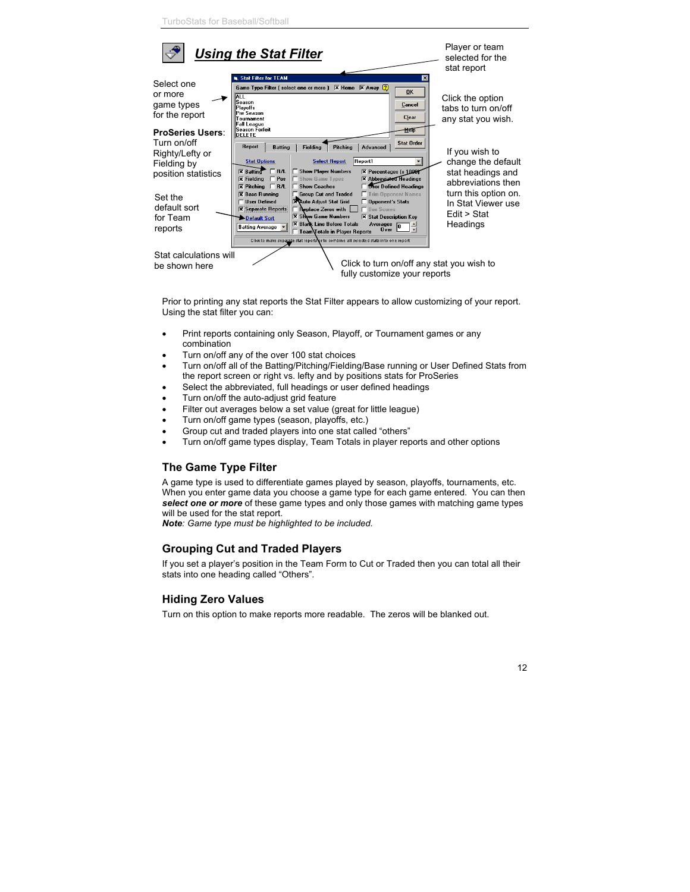## *Using the Stat Filter*

Select one or more game types for the report

**ProSeries Users**: Turn on/off Righty/Lefty or Fielding by position statistics

Set the default sort for Team reports

Stat calculations will be shown here

Player or team selected for the stat report

Click the option tabs to turn on/off any stat you wish.

If you wish to change the default stat headings and abbreviations then turn this option on. In Stat Viewer use Edit > Stat Headings

Click to turn on/off any stat you wish to fully customize your reports

Prior to printing any stat reports the Stat Filter appears to allow customizing of your report. Using the stat filter you can:

- Print reports containing only Season, Playoff, or Tournament games or any combination
- Turn on/off any of the over 100 stat choices
- Turn on/off all of the Batting/Pitching/Fielding/Base running or User Defined Stats from the report screen or right vs. lefty and by positions stats for ProSeries
- Select the abbreviated, full headings or user defined headings
- Turn on/off the auto-adjust grid feature
- Filter out averages below a set value (great for little league)
- Turn on/off game types (season, playoffs, etc.)
- Group cut and traded players into one stat called “others”
- Turn on/off game types display, Team Totals in player reports and other options

### The Game Type Filter

A game type is used to differentiate games played by season, playoffs, tournaments, etc. When you enter game data you choose a game type for each game entered. You can then ***select one or more*** of these game types and only those games with matching game types will be used for the stat report.
***Note****: Game type must be highlighted to be included.*

### Grouping Cut and Traded Players

If you set a player’s position in the Team Form to Cut or Traded then you can total all their stats into one heading called “Others”.

### Hiding Zero Values

Turn on this option to make reports more readable. The zeros will be blanked out.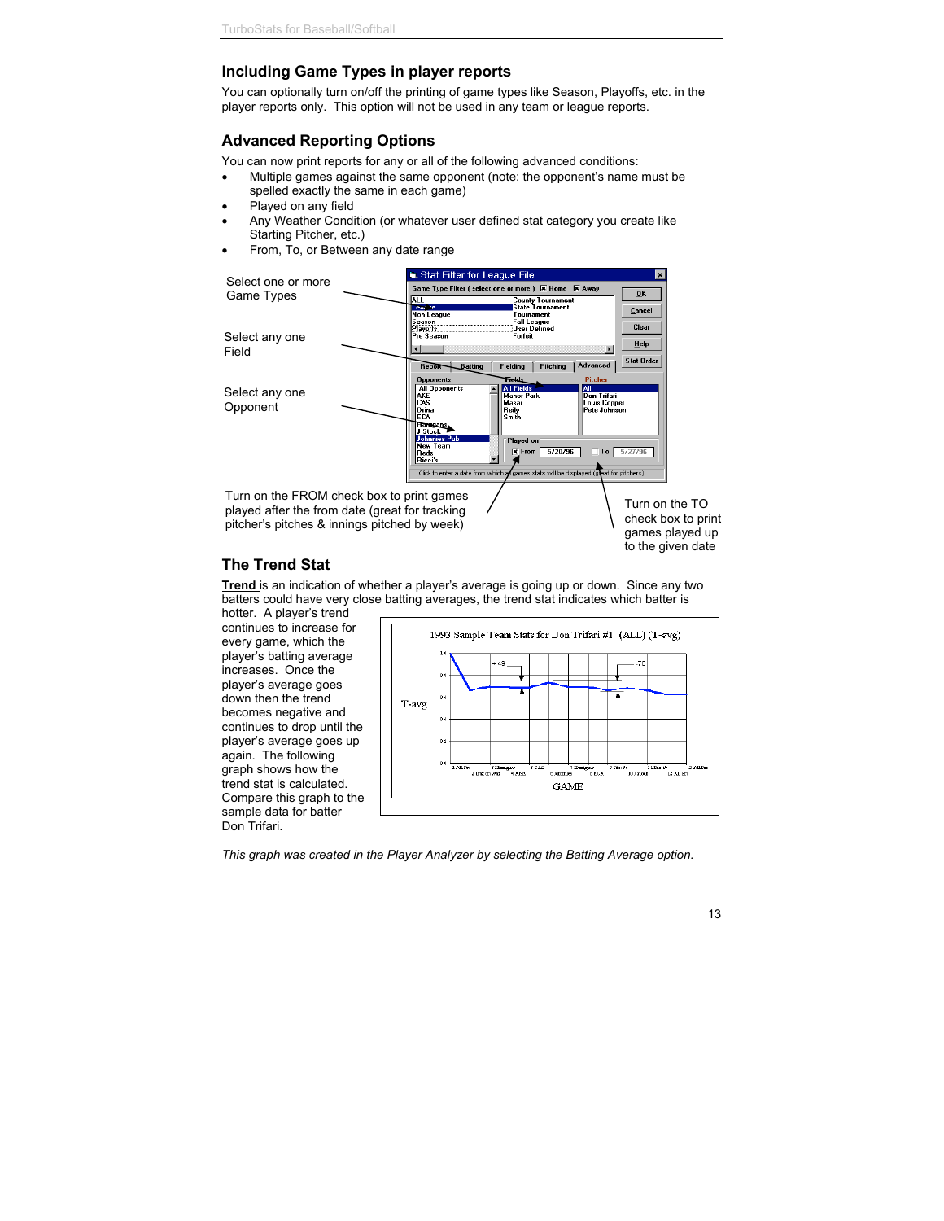## Including Game Types in player reports

You can optionally turn on/off the printing of game types like Season, Playoffs, etc. in the player reports only. This option will not be used in any team or league reports.

## Advanced Reporting Options

You can now print reports for any or all of the following advanced conditions:

- Multiple games against the same opponent (note: the opponent's name must be spelled exactly the same in each game)
- Played on any field
- Any Weather Condition (or whatever user defined stat category you create like Starting Pitcher, etc.)
- From, To, or Between any date range

Select one or more Game Types

Select any one Field

Select any one Opponent

Turn on the FROM check box to print games played after the from date (great for tracking pitcher's pitches & innings pitched by week)

Turn on the TO check box to print games played up to the given date

## The Trend Stat

**Trend** is an indication of whether a player's average is going up or down. Since any two batters could have very close batting averages, the trend stat indicates which batter is hotter. A player's trend continues to increase for every game, which the player's batting average increases. Once the player's average goes down then the trend becomes negative and continues to drop until the player's average goes up again. The following graph shows how the trend stat is calculated. Compare this graph to the sample data for batter Don Trifari.

*This graph was created in the Player Analyzer by selecting the Batting Average option.*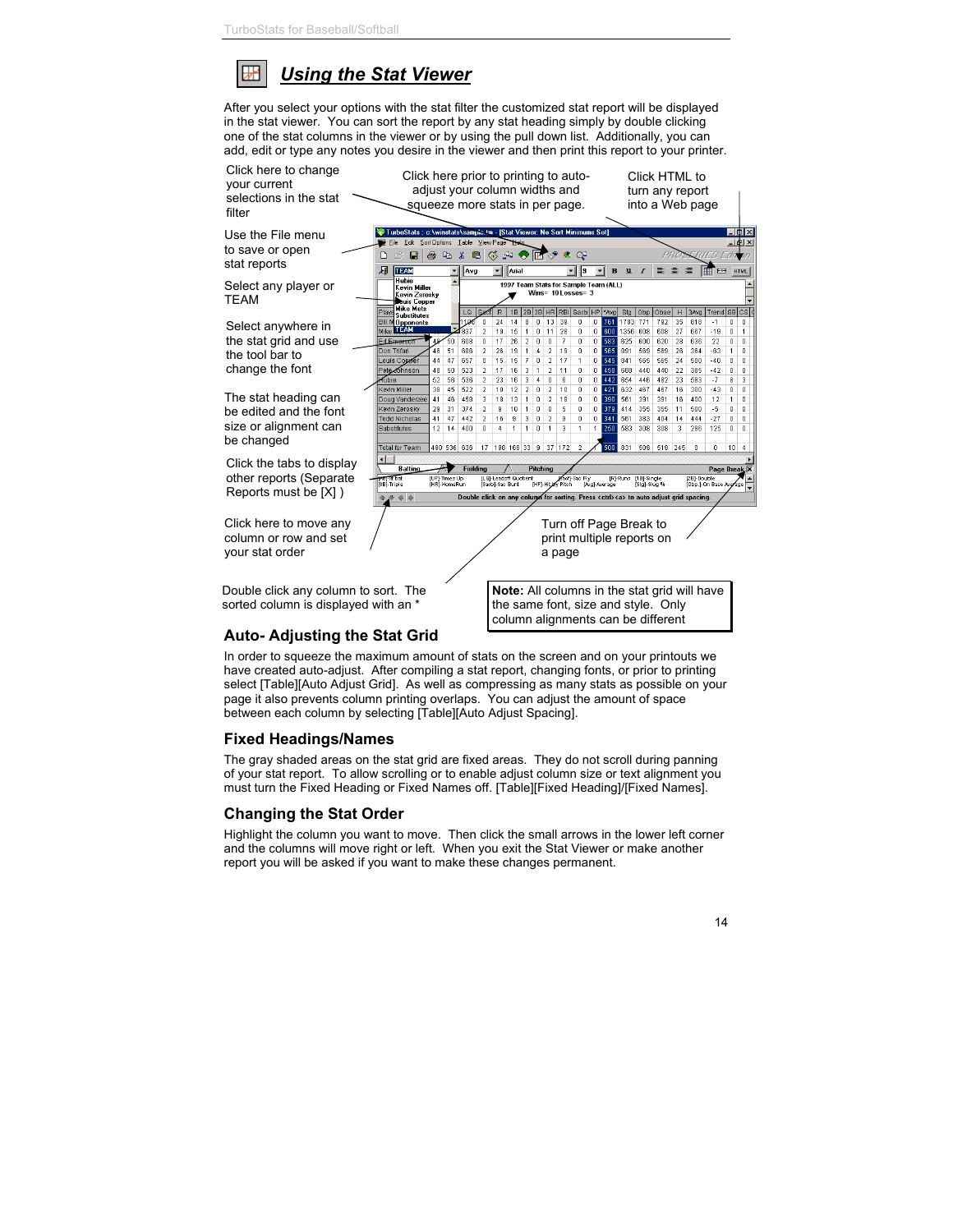## *Using the Stat Viewer*

After you select your options with the stat filter the customized stat report will be displayed in the stat viewer. You can sort the report by any stat heading simply by double clicking one of the stat columns in the viewer or by using the pull down list. Additionally, you can add, edit or type any notes you desire in the viewer and then print this report to your printer.

Click here to change your current selections in the stat filter

Click here prior to printing to auto-adjust your column widths and squeeze more stats in per page.

Click HTML to turn any report into a Web page

Use the File menu to save or open stat reports

Select any player or TEAM

Select anywhere in the stat grid and use the tool bar to change the font

The stat heading can be edited and the font size or alignment can be changed

Click the tabs to display other reports (Separate Reports must be [X] )

Click here to move any column or row and set your stat order

Turn off Page Break to print multiple reports on a page

Double click any column to sort. The sorted column is displayed with an *

**Note:** All columns in the stat grid will have the same font, size and style. Only column alignments can be different

### Auto- Adjusting the Stat Grid

In order to squeeze the maximum amount of stats on the screen and on your printouts we have created auto-adjust. After compiling a stat report, changing fonts, or prior to printing select [Table][Auto Adjust Grid]. As well as compressing as many stats as possible on your page it also prevents column printing overlaps. You can adjust the amount of space between each column by selecting [Table][Auto Adjust Spacing].

### Fixed Headings/Names

The gray shaded areas on the stat grid are fixed areas. They do not scroll during panning of your stat report. To allow scrolling or to enable adjust column size or text alignment you must turn the Fixed Heading or Fixed Names off. [Table][Fixed Heading]/[Fixed Names].

### Changing the Stat Order

Highlight the column you want to move. Then click the small arrows in the lower left corner and the columns will move right or left. When you exit the Stat Viewer or make another report you will be asked if you want to make these changes permanent.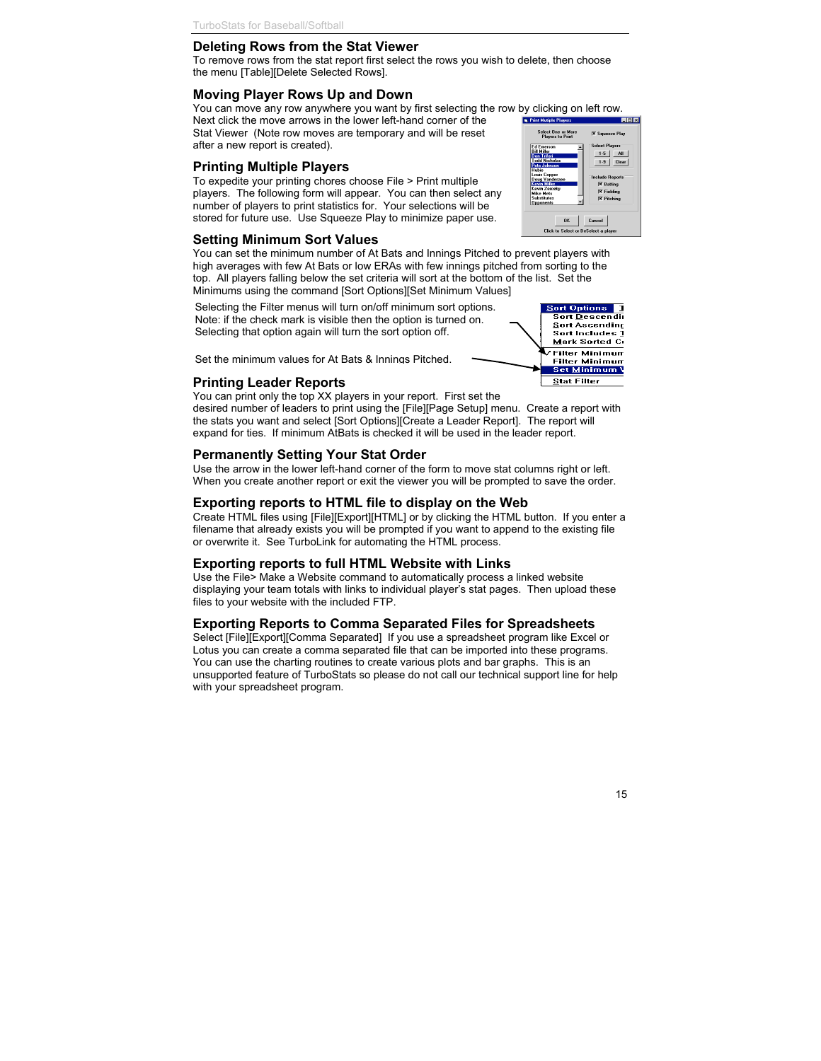## Deleting Rows from the Stat Viewer

To remove rows from the stat report first select the rows you wish to delete, then choose the menu [Table][Delete Selected Rows].

## Moving Player Rows Up and Down

You can move any row anywhere you want by first selecting the row by clicking on left row. Next click the move arrows in the lower left-hand corner of the Stat Viewer (Note row moves are temporary and will be reset after a new report is created).

## Printing Multiple Players

To expedite your printing chores choose File > Print multiple players. The following form will appear. You can then select any number of players to print statistics for. Your selections will be stored for future use. Use Squeeze Play to minimize paper use.

## Setting Minimum Sort Values

You can set the minimum number of At Bats and Innings Pitched to prevent players with high averages with few At Bats or low ERAs with few innings pitched from sorting to the top. All players falling below the set criteria will sort at the bottom of the list. Set the Minimums using the command [Sort Options][Set Minimum Values]

Selecting the Filter menus will turn on/off minimum sort options. Note: if the check mark is visible then the option is turned on. Selecting that option again will turn the sort option off.

Set the minimum values for At Bats & Innings Pitched.

## Printing Leader Reports

You can print only the top XX players in your report. First set the desired number of leaders to print using the [File][Page Setup] menu. Create a report with the stats you want and select [Sort Options][Create a Leader Report]. The report will expand for ties. If minimum AtBats is checked it will be used in the leader report.

## Permanently Setting Your Stat Order

Use the arrow in the lower left-hand corner of the form to move stat columns right or left. When you create another report or exit the viewer you will be prompted to save the order.

## Exporting reports to HTML file to display on the Web

Create HTML files using [File][Export][HTML] or by clicking the HTML button. If you enter a filename that already exists you will be prompted if you want to append to the existing file or overwrite it. See TurboLink for automating the HTML process.

## Exporting reports to full HTML Website with Links

Use the File> Make a Website command to automatically process a linked website displaying your team totals with links to individual player's stat pages. Then upload these files to your website with the included FTP.

## Exporting Reports to Comma Separated Files for Spreadsheets

Select [File][Export][Comma Separated] If you use a spreadsheet program like Excel or Lotus you can create a comma separated file that can be imported into these programs. You can use the charting routines to create various plots and bar graphs. This is an unsupported feature of TurboStats so please do not call our technical support line for help with your spreadsheet program.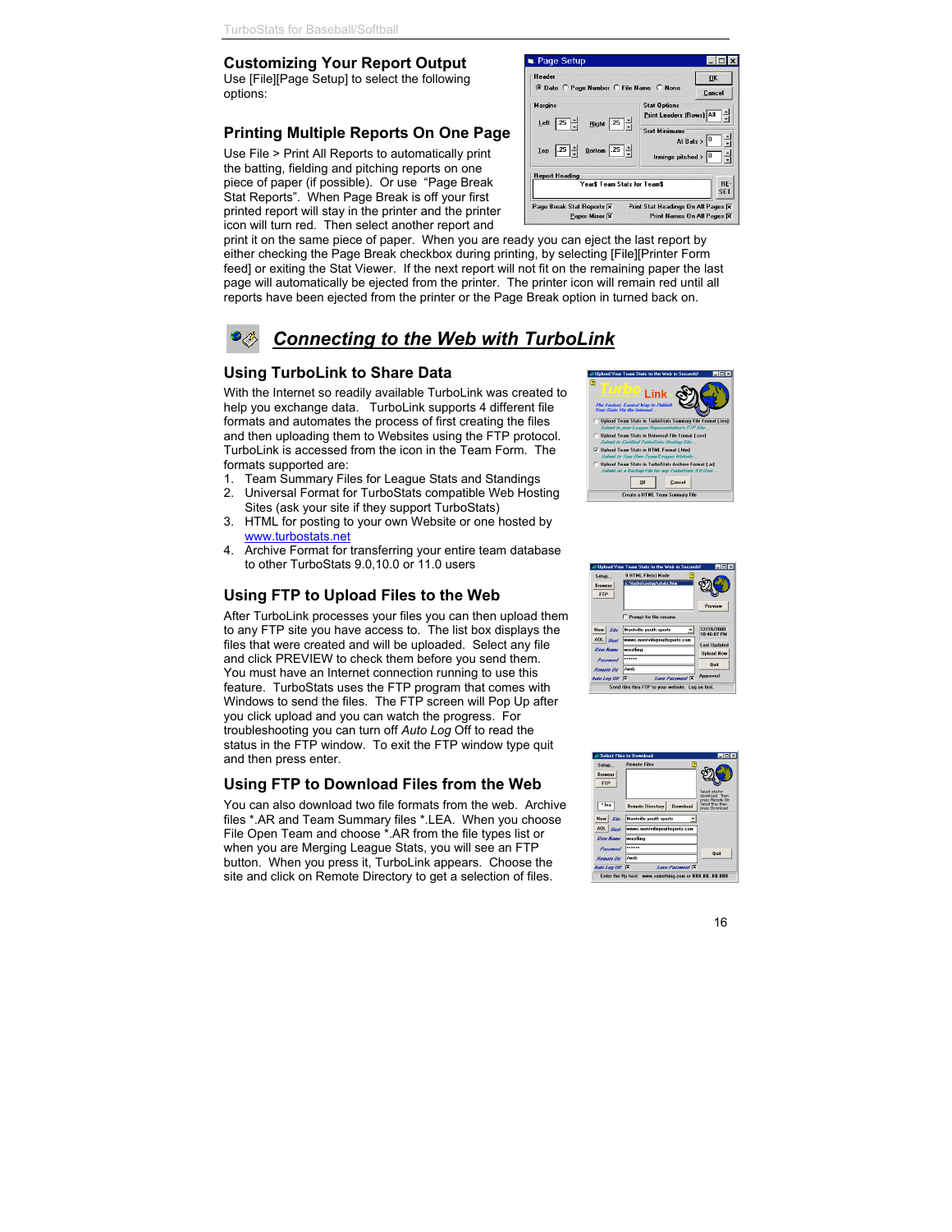## Customizing Your Report Output

Use [File][Page Setup] to select the following options:

## Printing Multiple Reports On One Page

Use File > Print All Reports to automatically print the batting, fielding and pitching reports on one piece of paper (if possible). Or use "Page Break Stat Reports". When Page Break is off your first printed report will stay in the printer and the printer icon will turn red. Then select another report and print it on the same piece of paper. When you are ready you can eject the last report by either checking the Page Break checkbox during printing, by selecting [File][Printer Form feed] or exiting the Stat Viewer. If the next report will not fit on the remaining paper the last page will automatically be ejected from the printer. The printer icon will remain red until all reports have been ejected from the printer or the Page Break option in turned back on.

# *Connecting to the Web with TurboLink*

## Using TurboLink to Share Data

With the Internet so readily available TurboLink was created to help you exchange data. TurboLink supports 4 different file formats and automates the process of first creating the files and then uploading them to Websites using the FTP protocol. TurboLink is accessed from the icon in the Team Form. The formats supported are:

1. Team Summary Files for League Stats and Standings
2. Universal Format for TurboStats compatible Web Hosting Sites (ask your site if they support TurboStats)
3. HTML for posting to your own Website or one hosted by www.turbostats.net
4. Archive Format for transferring your entire team database to other TurboStats 9.0,10.0 or 11.0 users

## Using FTP to Upload Files to the Web

After TurboLink processes your files you can then upload them to any FTP site you have access to. The list box displays the files that were created and will be uploaded. Select any file and click PREVIEW to check them before you send them. You must have an Internet connection running to use this feature. TurboStats uses the FTP program that comes with Windows to send the files. The FTP screen will Pop Up after you click upload and you can watch the progress. For troubleshooting you can turn off *Auto Log* Off to read the status in the FTP window. To exit the FTP window type quit and then press enter.

## Using FTP to Download Files from the Web

You can also download two file formats from the web. Archive files *.AR and Team Summary files *.LEA. When you choose File Open Team and choose *.AR from the file types list or when you are Merging League Stats, you will see an FTP button. When you press it, TurboLink appears. Choose the site and click on Remote Directory to get a selection of files.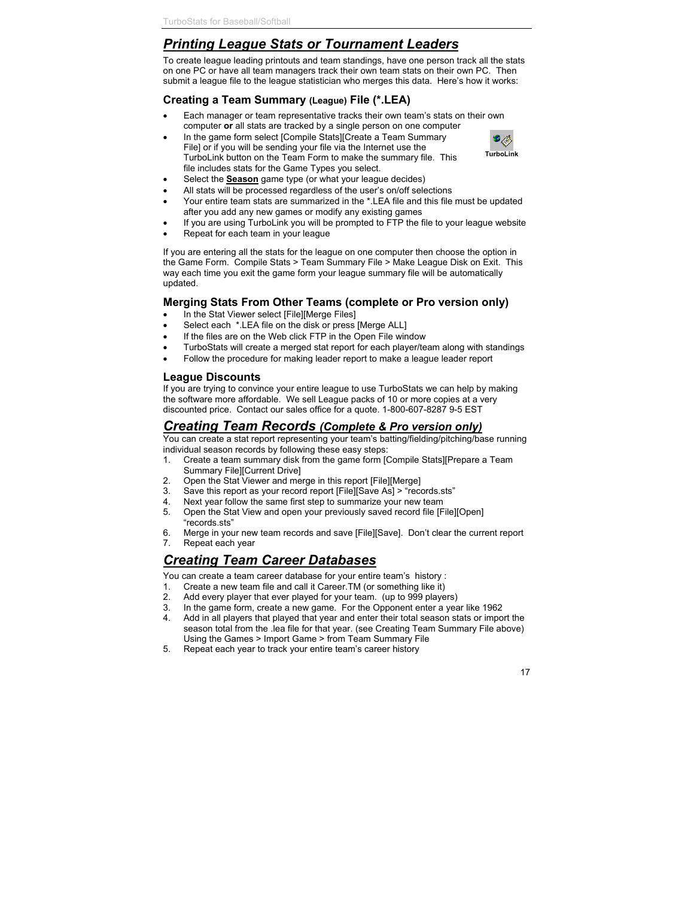## ***Printing League Stats or Tournament Leaders***

To create league leading printouts and team standings, have one person track all the stats on one PC or have all team managers track their own team stats on their own PC. Then submit a league file to the league statistician who merges this data. Here's how it works:

### Creating a Team Summary (League) File (*.LEA)

- Each manager or team representative tracks their own team's stats on their own computer **or** all stats are tracked by a single person on one computer
- In the game form select [Compile Stats][Create a Team Summary File] or if you will be sending your file via the Internet use the TurboLink button on the Team Form to make the summary file. This file includes stats for the Game Types you select.
- Select the **Season** game type (or what your league decides)
- All stats will be processed regardless of the user's on/off selections
- Your entire team stats are summarized in the *.LEA file and this file must be updated after you add any new games or modify any existing games
- If you are using TurboLink you will be prompted to FTP the file to your league website
- Repeat for each team in your league

TurboLink

If you are entering all the stats for the league on one computer then choose the option in the Game Form. Compile Stats > Team Summary File > Make League Disk on Exit. This way each time you exit the game form your league summary file will be automatically updated.

### Merging Stats From Other Teams (complete or Pro version only)

- In the Stat Viewer select [File][Merge Files]
- Select each *.LEA file on the disk or press [Merge ALL]
- If the files are on the Web click FTP in the Open File window
- TurboStats will create a merged stat report for each player/team along with standings
- Follow the procedure for making leader report to make a league leader report

### League Discounts

If you are trying to convince your entire league to use TurboStats we can help by making the software more affordable. We sell League packs of 10 or more copies at a very discounted price. Contact our sales office for a quote. 1-800-607-8287 9-5 EST

## ***Creating Team Records (Complete & Pro version only)***

You can create a stat report representing your team's batting/fielding/pitching/base running individual season records by following these easy steps:

1. Create a team summary disk from the game form [Compile Stats][Prepare a Team Summary File][Current Drive]
2. Open the Stat Viewer and merge in this report [File][Merge]
3. Save this report as your record report [File][Save As] > "records.sts"
4. Next year follow the same first step to summarize your new team
5. Open the Stat View and open your previously saved record file [File][Open] "records.sts"
6. Merge in your new team records and save [File][Save]. Don't clear the current report
7. Repeat each year

## ***Creating Team Career Databases***

You can create a team career database for your entire team's history :

1. Create a new team file and call it Career.TM (or something like it)
2. Add every player that ever played for your team. (up to 999 players)
3. In the game form, create a new game. For the Opponent enter a year like 1962
4. Add in all players that played that year and enter their total season stats or import the season total from the .lea file for that year. (see Creating Team Summary File above) Using the Games > Import Game > from Team Summary File
5. Repeat each year to track your entire team's career history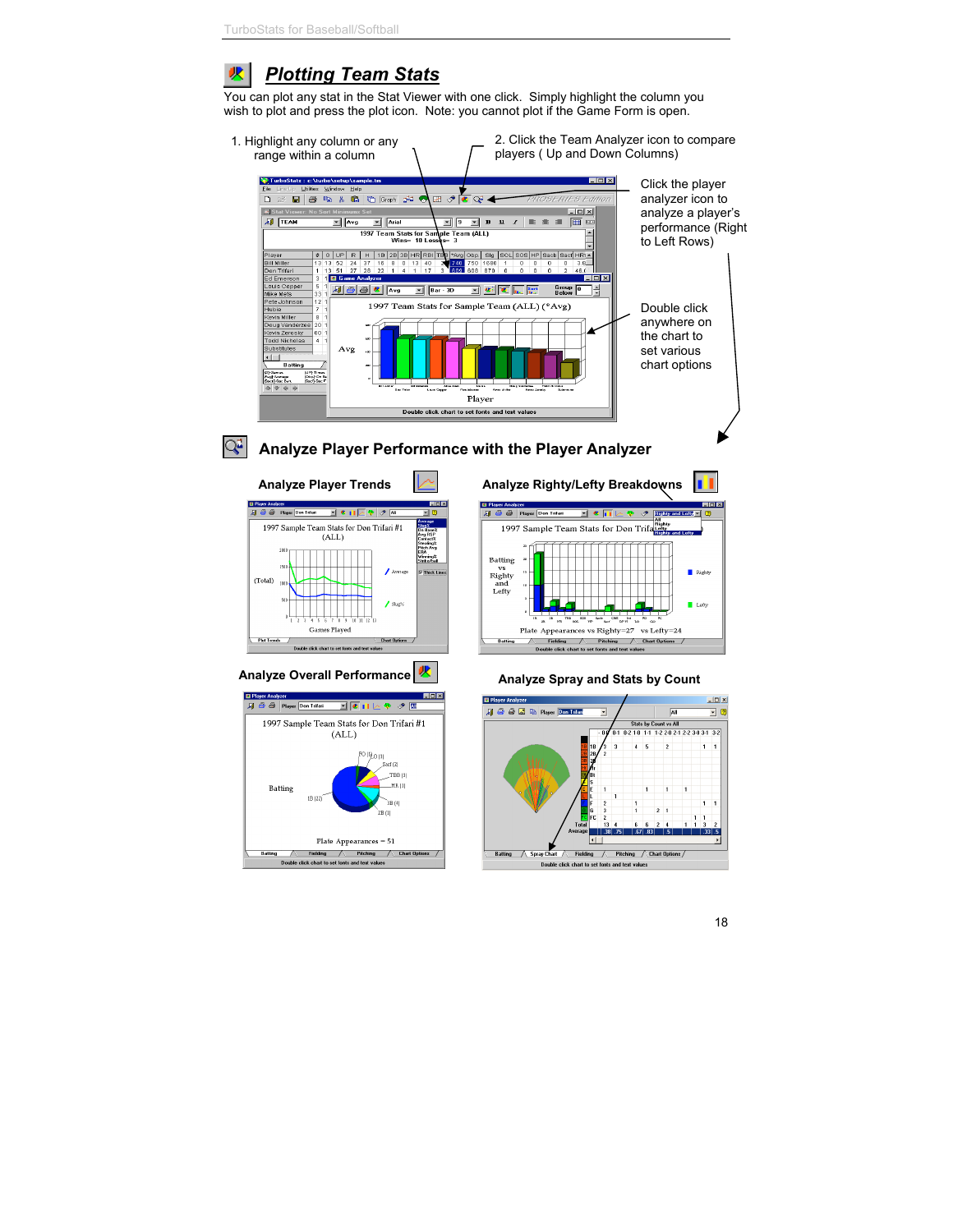## Plotting Team Stats

You can plot any stat in the Stat Viewer with one click. Simply highlight the column you wish to plot and press the plot icon. Note: you cannot plot if the Game Form is open.

1. Highlight any column or any range within a column

2. Click the Team Analyzer icon to compare players ( Up and Down Columns)

Click the player analyzer icon to analyze a player's performance (Right to Left Rows)

Double click anywhere on the chart to set various chart options

## Analyze Player Performance with the Player Analyzer

### Analyze Player Trends

### Analyze Righty/Lefty Breakdowns

### Analyze Overall Performance

### Analyze Spray and Stats by Count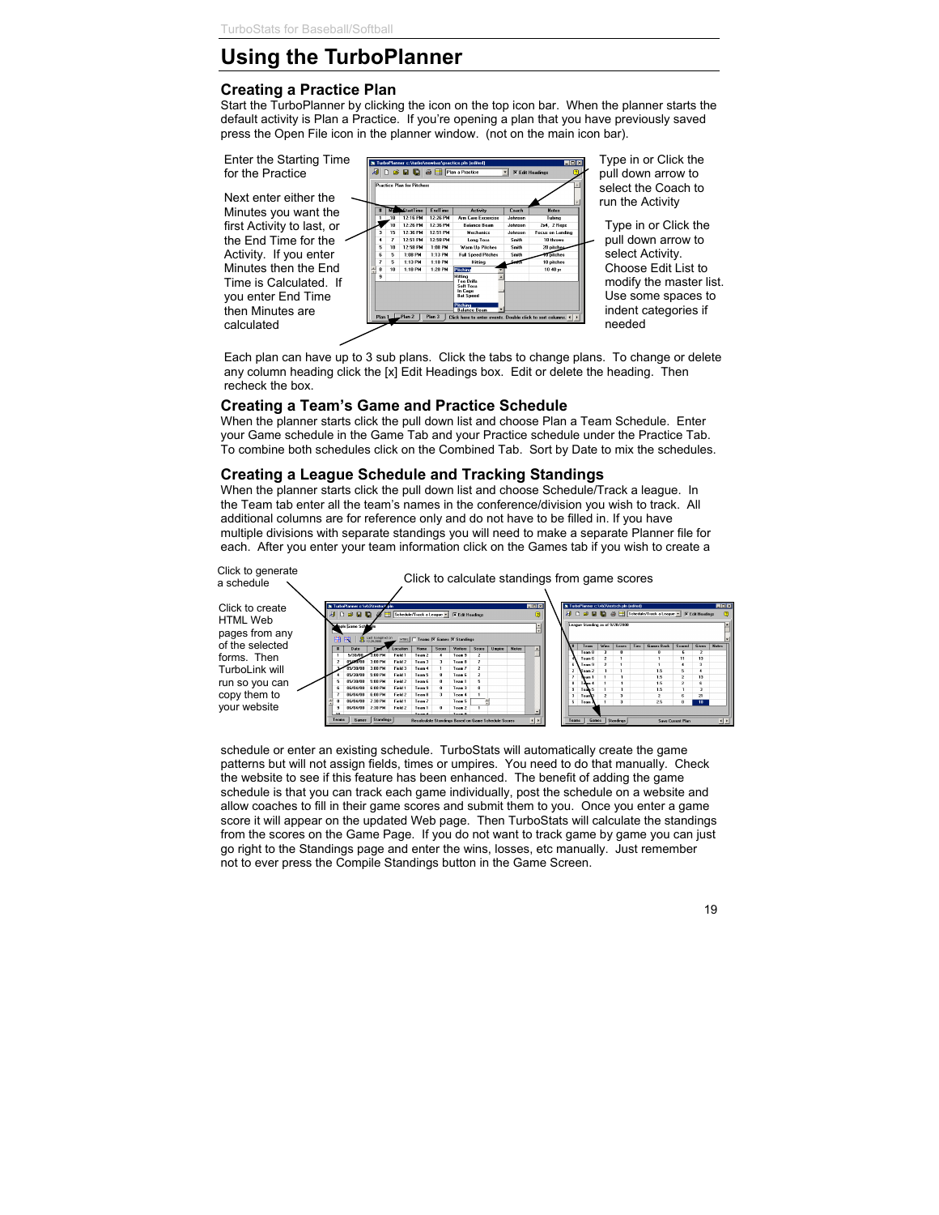# Using the TurboPlanner

## Creating a Practice Plan

Start the TurboPlanner by clicking the icon on the top icon bar. When the planner starts the default activity is Plan a Practice. If you're opening a plan that you have previously saved press the Open File icon in the planner window. (not on the main icon bar).

Enter the Starting Time for the Practice

Next enter either the Minutes you want the first Activity to last, or the End Time for the Activity. If you enter Minutes then the End Time is Calculated. If you enter End Time then Minutes are calculated

Type in or Click the pull down arrow to select the Coach to run the Activity

Type in or Click the pull down arrow to select Activity. Choose Edit List to modify the master list. Use some spaces to indent categories if needed

Each plan can have up to 3 sub plans. Click the tabs to change plans. To change or delete any column heading click the [x] Edit Headings box. Edit or delete the heading. Then recheck the box.

## Creating a Team's Game and Practice Schedule

When the planner starts click the pull down list and choose Plan a Team Schedule. Enter your Game schedule in the Game Tab and your Practice schedule under the Practice Tab. To combine both schedules click on the Combined Tab. Sort by Date to mix the schedules.

## Creating a League Schedule and Tracking Standings

When the planner starts click the pull down list and choose Schedule/Track a league. In the Team tab enter all the team's names in the conference/division you wish to track. All additional columns are for reference only and do not have to be filled in. If you have multiple divisions with separate standings you will need to make a separate Planner file for each. After you enter your team information click on the Games tab if you wish to create a

Click to generate a schedule

Click to calculate standings from game scores

Click to create HTML Web pages from any of the selected forms. Then TurboLink will run so you can copy them to your website

schedule or enter an existing schedule. TurboStats will automatically create the game patterns but will not assign fields, times or umpires. You need to do that manually. Check the website to see if this feature has been enhanced. The benefit of adding the game schedule is that you can track each game individually, post the schedule on a website and allow coaches to fill in their game scores and submit them to you. Once you enter a game score it will appear on the updated Web page. Then TurboStats will calculate the standings from the scores on the Game Page. If you do not want to track game by game you can just go right to the Standings page and enter the wins, losses, etc manually. Just remember not to ever press the Compile Standings button in the Game Screen.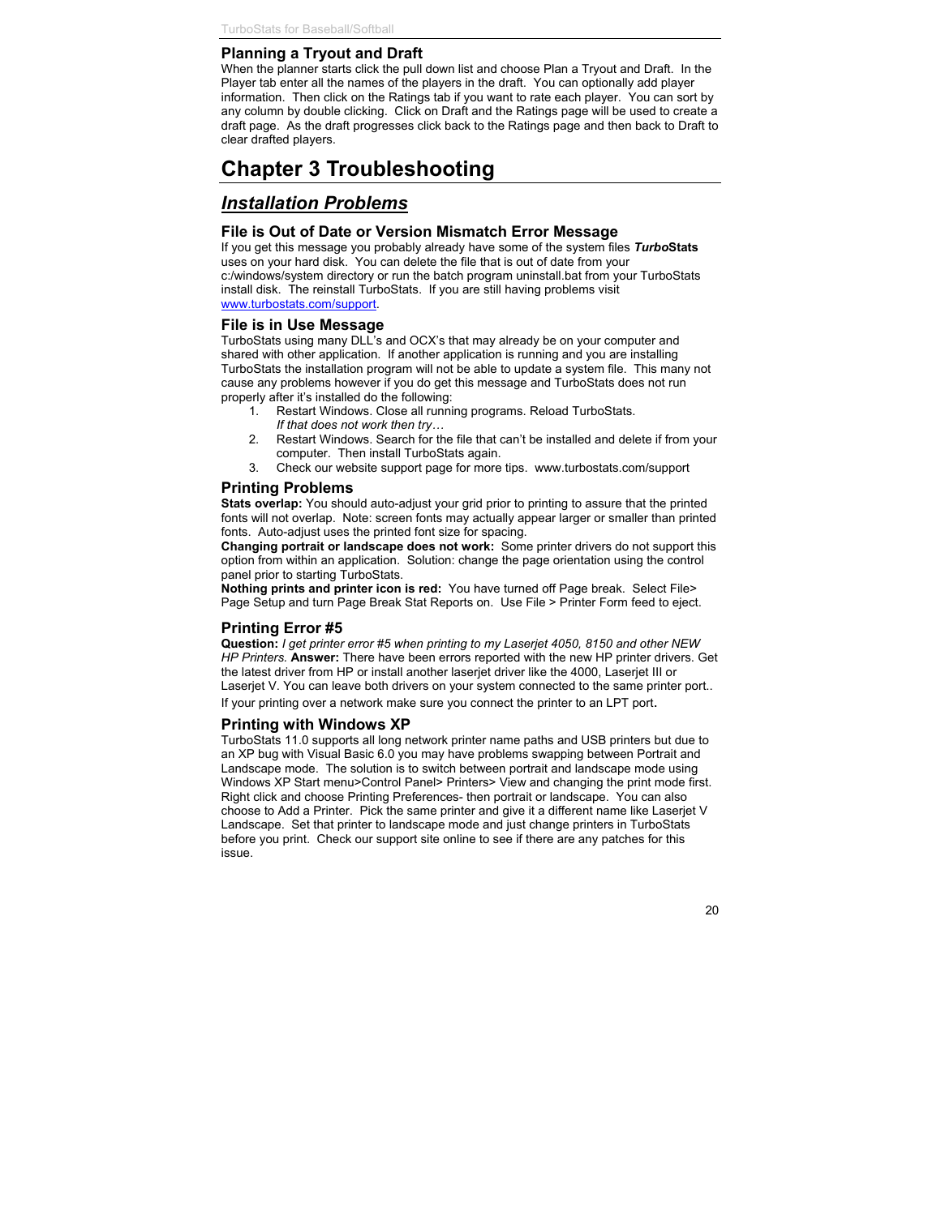### Planning a Tryout and Draft

When the planner starts click the pull down list and choose Plan a Tryout and Draft. In the Player tab enter all the names of the players in the draft. You can optionally add player information. Then click on the Ratings tab if you want to rate each player. You can sort by any column by double clicking. Click on Draft and the Ratings page will be used to create a draft page. As the draft progresses click back to the Ratings page and then back to Draft to clear drafted players.

# Chapter 3 Troubleshooting

## *Installation Problems*

### File is Out of Date or Version Mismatch Error Message

If you get this message you probably already have some of the system files ***Turbo*Stats** uses on your hard disk. You can delete the file that is out of date from your c:/windows/system directory or run the batch program uninstall.bat from your TurboStats install disk. The reinstall TurboStats. If you are still having problems visit www.turbostats.com/support.

### File is in Use Message

TurboStats using many DLL's and OCX's that may already be on your computer and shared with other application. If another application is running and you are installing TurboStats the installation program will not be able to update a system file. This many not cause any problems however if you do get this message and TurboStats does not run properly after it's installed do the following:

1. Restart Windows. Close all running programs. Reload TurboStats.
   *If that does not work then try…*
2. Restart Windows. Search for the file that can't be installed and delete if from your computer. Then install TurboStats again.
3. Check our website support page for more tips. www.turbostats.com/support

### Printing Problems

**Stats overlap:** You should auto-adjust your grid prior to printing to assure that the printed fonts will not overlap. Note: screen fonts may actually appear larger or smaller than printed fonts. Auto-adjust uses the printed font size for spacing.
**Changing portrait or landscape does not work:** Some printer drivers do not support this option from within an application. Solution: change the page orientation using the control panel prior to starting TurboStats.
**Nothing prints and printer icon is red:** You have turned off Page break. Select File> Page Setup and turn Page Break Stat Reports on. Use File > Printer Form feed to eject.

### Printing Error #5

**Question:** *I get printer error #5 when printing to my Laserjet 4050, 8150 and other NEW HP Printers.* **Answer:** There have been errors reported with the new HP printer drivers. Get the latest driver from HP or install another laserjet driver like the 4000, Laserjet III or Laserjet V. You can leave both drivers on your system connected to the same printer port..
If your printing over a network make sure you connect the printer to an LPT port.

### Printing with Windows XP

TurboStats 11.0 supports all long network printer name paths and USB printers but due to an XP bug with Visual Basic 6.0 you may have problems swapping between Portrait and Landscape mode. The solution is to switch between portrait and landscape mode using Windows XP Start menu>Control Panel> Printers> View and changing the print mode first. Right click and choose Printing Preferences- then portrait or landscape. You can also choose to Add a Printer. Pick the same printer and give it a different name like Laserjet V Landscape. Set that printer to landscape mode and just change printers in TurboStats before you print. Check our support site online to see if there are any patches for this issue.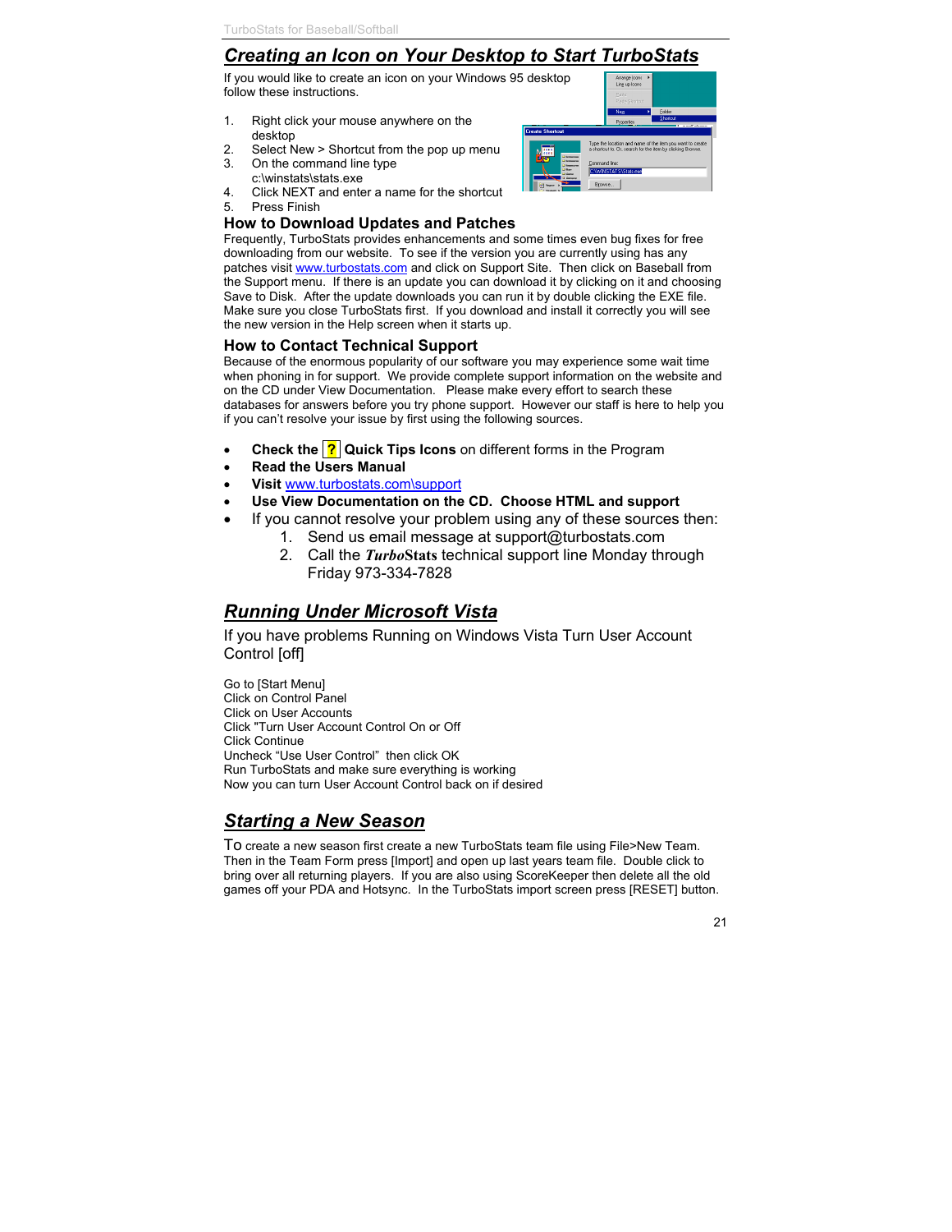## *Creating an Icon on Your Desktop to Start TurboStats*

If you would like to create an icon on your Windows 95 desktop follow these instructions.

1. Right click your mouse anywhere on the desktop
2. Select New > Shortcut from the pop up menu
3. On the command line type c:\winstats\stats.exe
4. Click NEXT and enter a name for the shortcut
5. Press Finish

### How to Download Updates and Patches

Frequently, TurboStats provides enhancements and some times even bug fixes for free downloading from our website. To see if the version you are currently using has any patches visit www.turbostats.com and click on Support Site. Then click on Baseball from the Support menu. If there is an update you can download it by clicking on it and choosing Save to Disk. After the update downloads you can run it by double clicking the EXE file. Make sure you close TurboStats first. If you download and install it correctly you will see the new version in the Help screen when it starts up.

### How to Contact Technical Support

Because of the enormous popularity of our software you may experience some wait time when phoning in for support. We provide complete support information on the website and on the CD under View Documentation. Please make every effort to search these databases for answers before you try phone support. However our staff is here to help you if you can't resolve your issue by first using the following sources.

- **Check the ? Quick Tips Icons** on different forms in the Program
- **Read the Users Manual**
- **Visit** www.turbostats.com\support
- **Use View Documentation on the CD. Choose HTML and support**
- If you cannot resolve your problem using any of these sources then:
  1. Send us email message at support@turbostats.com
  2. Call the ***Turbo*Stats** technical support line Monday through Friday 973-334-7828

## *Running Under Microsoft Vista*

If you have problems Running on Windows Vista Turn User Account Control [off]

Go to [Start Menu]
Click on Control Panel
Click on User Accounts
Click "Turn User Account Control On or Off
Click Continue
Uncheck "Use User Control" then click OK
Run TurboStats and make sure everything is working
Now you can turn User Account Control back on if desired

## *Starting a New Season*

To create a new season first create a new TurboStats team file using File>New Team. Then in the Team Form press [Import] and open up last years team file. Double click to bring over all returning players. If you are also using ScoreKeeper then delete all the old games off your PDA and Hotsync. In the TurboStats import screen press [RESET] button.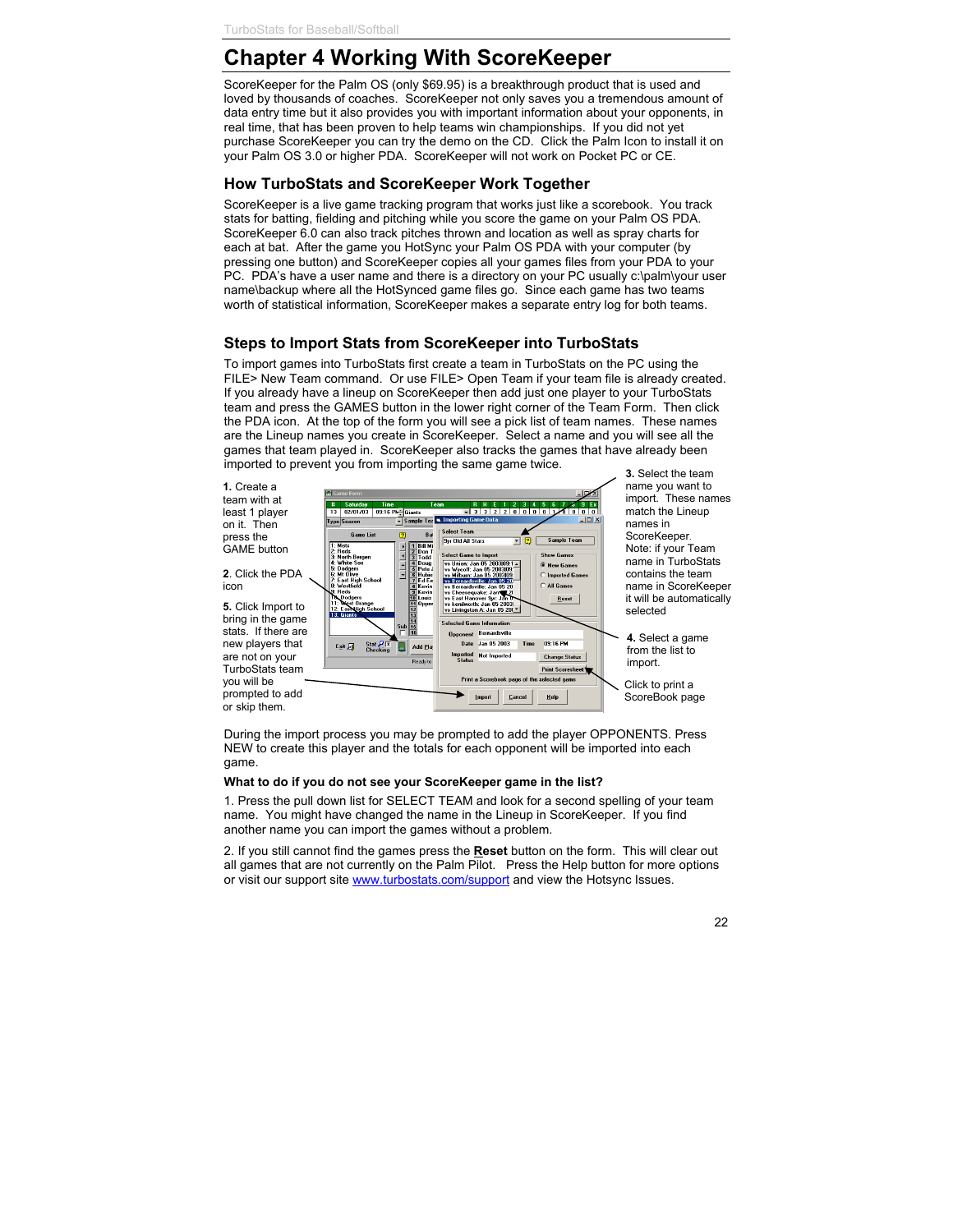# Chapter 4 Working With ScoreKeeper

ScoreKeeper for the Palm OS (only $69.95) is a breakthrough product that is used and loved by thousands of coaches. ScoreKeeper not only saves you a tremendous amount of data entry time but it also provides you with important information about your opponents, in real time, that has been proven to help teams win championships. If you did not yet purchase ScoreKeeper you can try the demo on the CD. Click the Palm Icon to install it on your Palm OS 3.0 or higher PDA. ScoreKeeper will not work on Pocket PC or CE.

## How TurboStats and ScoreKeeper Work Together

ScoreKeeper is a live game tracking program that works just like a scorebook. You track stats for batting, fielding and pitching while you score the game on your Palm OS PDA. ScoreKeeper 6.0 can also track pitches thrown and location as well as spray charts for each at bat. After the game you HotSync your Palm OS PDA with your computer (by pressing one button) and ScoreKeeper copies all your games files from your PDA to your PC. PDA's have a user name and there is a directory on your PC usually c:\palm\your user name\backup where all the HotSynced game files go. Since each game has two teams worth of statistical information, ScoreKeeper makes a separate entry log for both teams.

## Steps to Import Stats from ScoreKeeper into TurboStats

To import games into TurboStats first create a team in TurboStats on the PC using the FILE> New Team command. Or use FILE> Open Team if your team file is already created. If you already have a lineup on ScoreKeeper then add just one player to your TurboStats team and press the GAMES button in the lower right corner of the Team Form. Then click the PDA icon. At the top of the form you will see a pick list of team names. These names are the Lineup names you create in ScoreKeeper. Select a name and you will see all the games that team played in. ScoreKeeper also tracks the games that have already been imported to prevent you from importing the same game twice.

**1.** Create a team with at least 1 player on it. Then press the GAME button

**2.** Click the PDA icon

**3.** Select the team name you want to import. These names match the Lineup names in ScoreKeeper. Note: if your Team name in TurboStats contains the team name in ScoreKeeper it will be automatically selected

**4.** Select a game from the list to import.

**5.** Click Import to bring in the game stats. If there are new players that are not on your TurboStats team you will be prompted to add or skip them.

Click to print a ScoreBook page

During the import process you may be prompted to add the player OPPONENTS. Press NEW to create this player and the totals for each opponent will be imported into each game.

**What to do if you do not see your ScoreKeeper game in the list?**

1. Press the pull down list for SELECT TEAM and look for a second spelling of your team name. You might have changed the name in the Lineup in ScoreKeeper. If you find another name you can import the games without a problem.

2. If you still cannot find the games press the **Reset** button on the form. This will clear out all games that are not currently on the Palm Pilot. Press the Help button for more options or visit our support site www.turbostats.com/support and view the Hotsync Issues.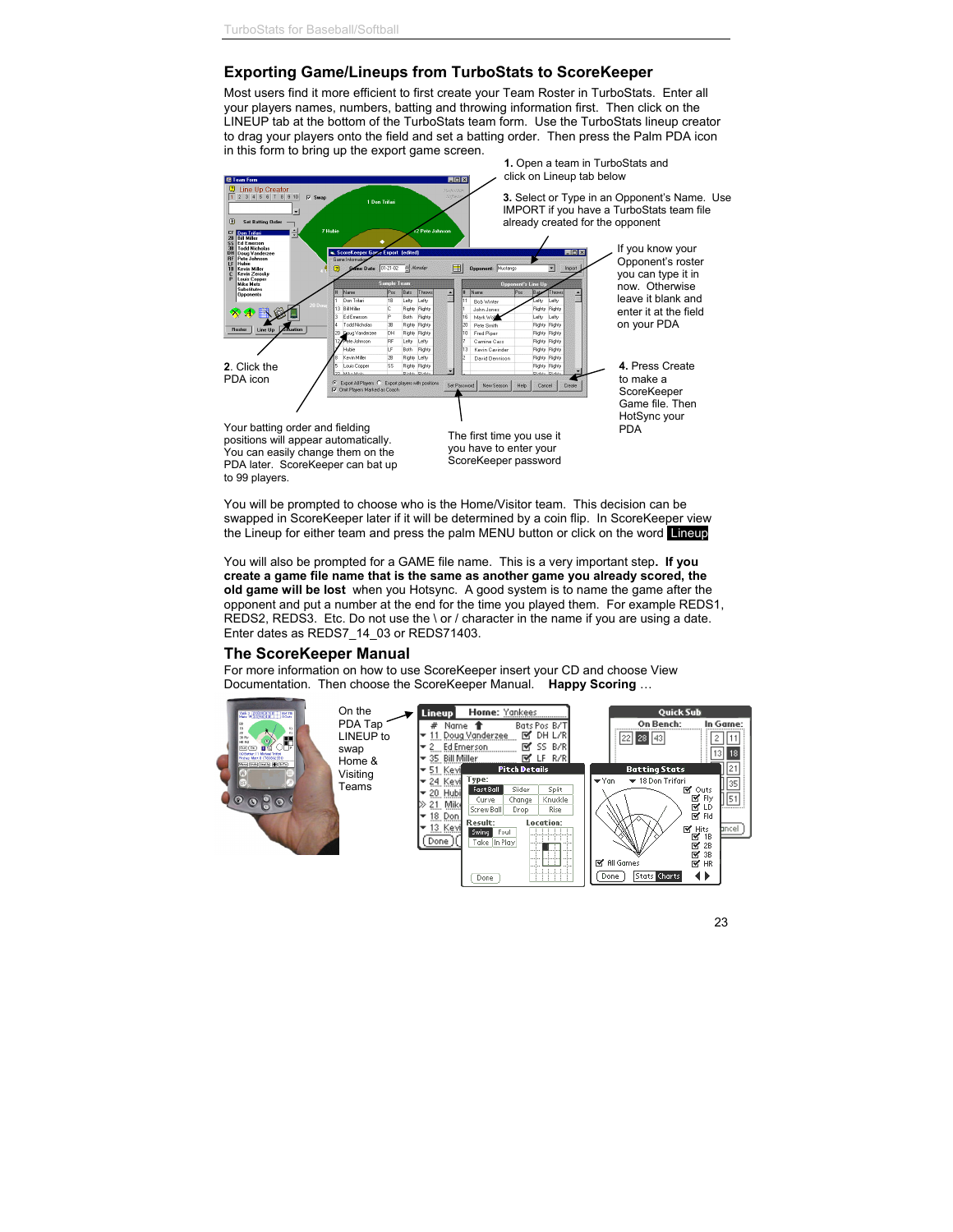## Exporting Game/Lineups from TurboStats to ScoreKeeper

Most users find it more efficient to first create your Team Roster in TurboStats. Enter all your players names, numbers, batting and throwing information first. Then click on the LINEUP tab at the bottom of the TurboStats team form. Use the TurboStats lineup creator to drag your players onto the field and set a batting order. Then press the Palm PDA icon in this form to bring up the export game screen.

**1.** Open a team in TurboStats and click on Lineup tab below

**2.** Click the PDA icon

**3.** Select or Type in an Opponent's Name. Use IMPORT if you have a TurboStats team file already created for the opponent

If you know your Opponent's roster you can type it in now. Otherwise leave it blank and enter it at the field on your PDA

**4.** Press Create to make a ScoreKeeper Game file. Then HotSync your PDA

Your batting order and fielding positions will appear automatically. You can easily change them on the PDA later. ScoreKeeper can bat up to 99 players.

The first time you use it you have to enter your ScoreKeeper password

You will be prompted to choose who is the Home/Visitor team. This decision can be swapped in ScoreKeeper later if it will be determined by a coin flip. In ScoreKeeper view the Lineup for either team and press the palm MENU button or click on the word **Lineup**

You will also be prompted for a GAME file name. This is a very important step**. If you create a game file name that is the same as another game you already scored, the old game will be lost** when you Hotsync. A good system is to name the game after the opponent and put a number at the end for the time you played them. For example REDS1, REDS2, REDS3. Etc. Do not use the \ or / character in the name if you are using a date. Enter dates as REDS7_14_03 or REDS71403.

## The ScoreKeeper Manual

For more information on how to use ScoreKeeper insert your CD and choose View Documentation. Then choose the ScoreKeeper Manual. **Happy Scoring** …

On the PDA Tap LINEUP to swap Home & Visiting Teams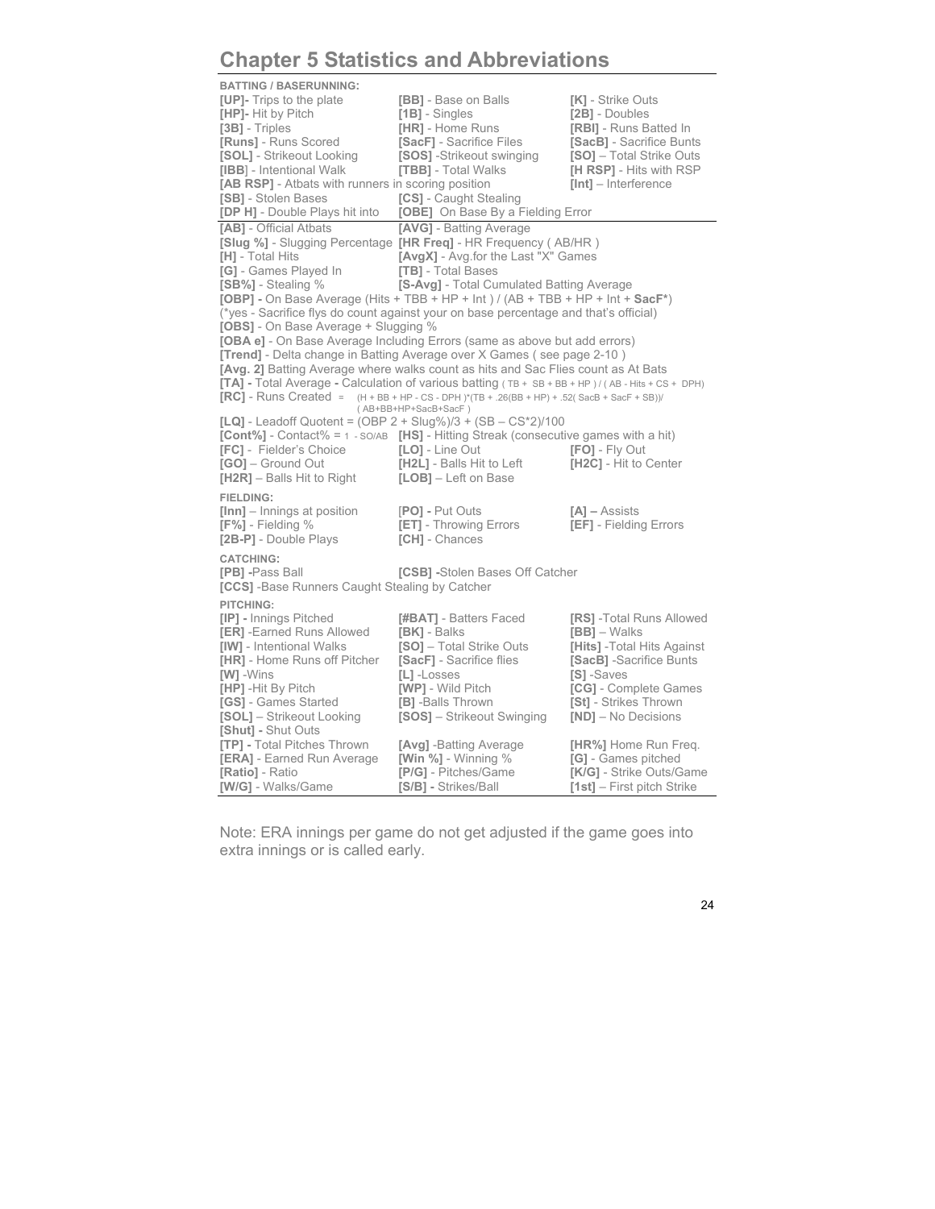# Chapter 5 Statistics and Abbreviations

**BATTING / BASERUNNING:**

**[UP]**- Trips to the plate
**[BB]** - Base on Balls
**[K]** - Strike Outs
**[HP]**- Hit by Pitch
**[1B]** - Singles
**[2B]** - Doubles
**[3B]** - Triples
**[HR]** - Home Runs
**[RBI]** - Runs Batted In
**[Runs]** - Runs Scored
**[SacF]** - Sacrifice Files
**[SacB]** - Sacrifice Bunts
**[SOL]** - Strikeout Looking
**[SOS]** -Strikeout swinging
**[SO]** – Total Strike Outs
**[IBB]** - Intentional Walk
**[TBB]** - Total Walks
**[H RSP]** - Hits with RSP
**[AB RSP]** - Atbats with runners in scoring position
**[Int]** – Interference
**[SB]** - Stolen Bases
**[CS]** - Caught Stealing
**[DP H]** - Double Plays hit into
**[OBE]** On Base By a Fielding Error

**[AB]** - Official Atbats
**[AVG]** - Batting Average
**[Slug %]** - Slugging Percentage
**[HR Freq]** - HR Frequency ( AB/HR )
**[H]** - Total Hits
**[AvgX]** - Avg.for the Last "X" Games
**[G]** - Games Played In
**[TB]** - Total Bases
**[SB%]** - Stealing %
**[S-Avg]** - Total Cumulated Batting Average
**[OBP] -** On Base Average (Hits + TBB + HP + Int ) / (AB + TBB + HP + Int + **SacF***)
(*yes - Sacrifice flys do count against your on base percentage and that's official)
**[OBS]** - On Base Average + Slugging %
**[OBA e]** - On Base Average Including Errors (same as above but add errors)
**[Trend]** - Delta change in Batting Average over X Games ( see page 2-10 )
**[Avg. 2]** Batting Average where walks count as hits and Sac Flies count as At Bats
**[TA] -** Total Average **-** Calculation of various batting ( TB + SB + BB + HP ) / ( AB - Hits + CS + DPH)
**[RC]** - Runs Created = (H + BB + HP - CS - DPH )*(TB + .26(BB + HP) + .52( SacB + SacF + SB))/ ( AB+BB+HP+SacB+SacF )
**[LQ]** - Leadoff Quotent = (OBP 2 + Slug%)/3 + (SB – CS*2)/100
**[Cont%]** - Contact% = 1 - SO/AB
**[HS]** - Hitting Streak (consecutive games with a hit)
**[FC]** - Fielder's Choice
**[LO]** - Line Out
**[FO]** - Fly Out
**[GO]** – Ground Out
**[H2L]** - Balls Hit to Left
**[H2C]** - Hit to Center
**[H2R]** – Balls Hit to Right
**[LOB]** – Left on Base

**FIELDING:**

**[Inn]** – Innings at position
**[PO] -** Put Outs
**[A] –** Assists
**[F%]** - Fielding %
**[ET]** - Throwing Errors
**[EF]** - Fielding Errors
**[2B-P]** - Double Plays
**[CH]** - Chances

**CATCHING:**

**[PB] -**Pass Ball
**[CSB] -**Stolen Bases Off Catcher
**[CCS]** -Base Runners Caught Stealing by Catcher

**PITCHING:**

**[IP] -** Innings Pitched
**[#BAT]** - Batters Faced
**[RS]** -Total Runs Allowed
**[ER]** -Earned Runs Allowed
**[BK]** - Balks
**[BB]** – Walks
**[IW]** - Intentional Walks
**[SO]** – Total Strike Outs
**[Hits]** -Total Hits Against
**[HR]** - Home Runs off Pitcher
**[SacF]** - Sacrifice flies
**[SacB]** -Sacrifice Bunts
**[W]** -Wins
**[L]** -Losses
**[S]** -Saves
**[HP]** -Hit By Pitch
**[WP]** - Wild Pitch
**[CG]** - Complete Games
**[GS]** - Games Started
**[B]** -Balls Thrown
**[St]** - Strikes Thrown
**[SOL]** – Strikeout Looking
**[SOS]** – Strikeout Swinging
**[ND]** – No Decisions
**[Shut] -** Shut Outs
**[TP] -** Total Pitches Thrown
**[Avg]** -Batting Average
**[HR%]** Home Run Freq.
**[ERA]** - Earned Run Average
**[Win %]** - Winning %
**[G]** - Games pitched
**[Ratio]** - Ratio
**[P/G]** - Pitches/Game
**[K/G]** - Strike Outs/Game
**[W/G]** - Walks/Game
**[S/B] -** Strikes/Ball
**[1st]** – First pitch Strike

Note: ERA innings per game do not get adjusted if the game goes into extra innings or is called early.